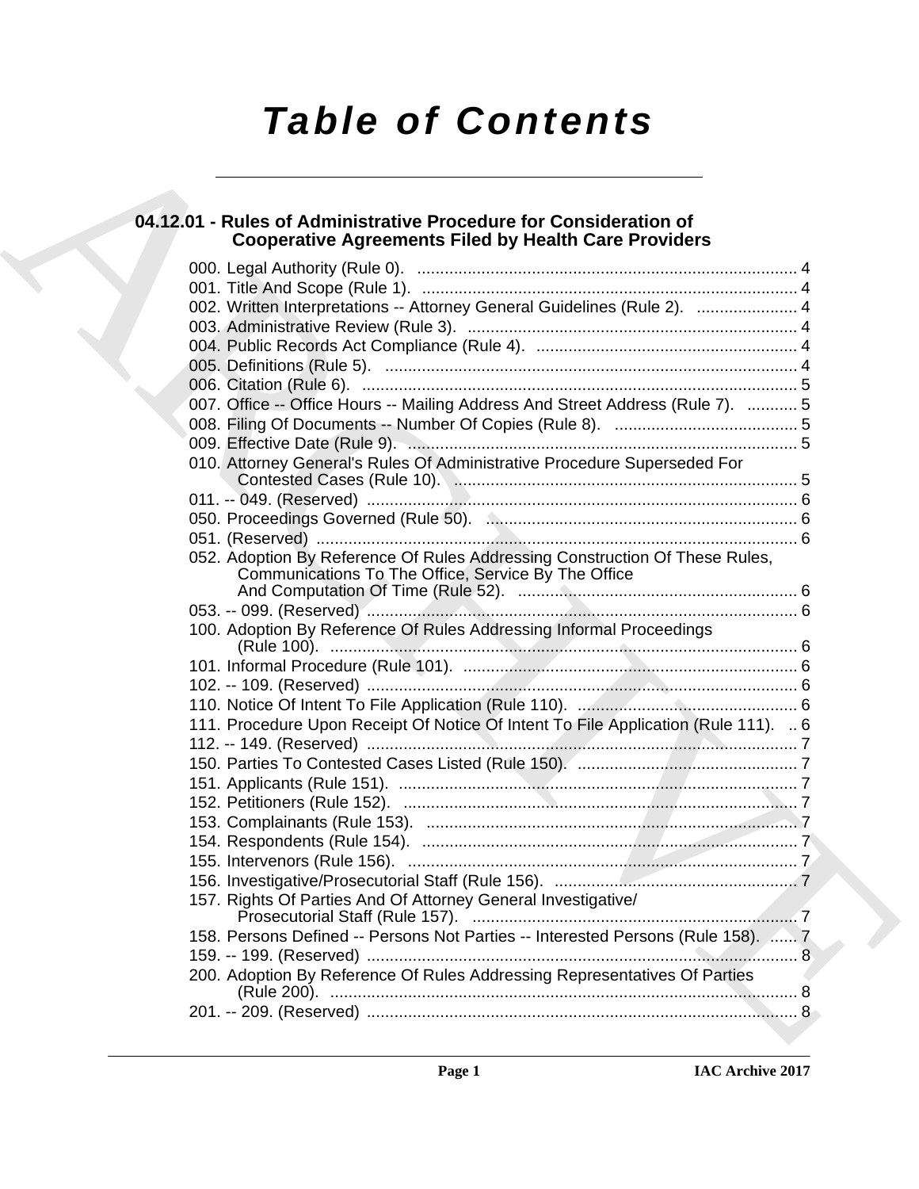# Table of Contents

## 04.12.01 - Rules of Administrative Procedure for Consideration of Cooperative Agreements Filed by Health Care Providers

000. Legal Authority (Rule 0). ... 4
001. Title And Scope (Rule 1). ... 4
002. Written Interpretations -- Attorney General Guidelines (Rule 2). ... 4
003. Administrative Review (Rule 3). ... 4
004. Public Records Act Compliance (Rule 4). ... 4
005. Definitions (Rule 5). ... 4
006. Citation (Rule 6). ... 5
007. Office -- Office Hours -- Mailing Address And Street Address (Rule 7). ... 5
008. Filing Of Documents -- Number Of Copies (Rule 8). ... 5
009. Effective Date (Rule 9). ... 5
010. Attorney General's Rules Of Administrative Procedure Superseded For Contested Cases (Rule 10). ... 5
011. -- 049. (Reserved) ... 6
050. Proceedings Governed (Rule 50). ... 6
051. (Reserved) ... 6
052. Adoption By Reference Of Rules Addressing Construction Of These Rules, Communications To The Office, Service By The Office And Computation Of Time (Rule 52). ... 6
053. -- 099. (Reserved) ... 6
100. Adoption By Reference Of Rules Addressing Informal Proceedings (Rule 100). ... 6
101. Informal Procedure (Rule 101). ... 6
102. -- 109. (Reserved) ... 6
110. Notice Of Intent To File Application (Rule 110). ... 6
111. Procedure Upon Receipt Of Notice Of Intent To File Application (Rule 111). ... 6
112. -- 149. (Reserved) ... 7
150. Parties To Contested Cases Listed (Rule 150). ... 7
151. Applicants (Rule 151). ... 7
152. Petitioners (Rule 152). ... 7
153. Complainants (Rule 153). ... 7
154. Respondents (Rule 154). ... 7
155. Intervenors (Rule 156). ... 7
156. Investigative/Prosecutorial Staff (Rule 156). ... 7
157. Rights Of Parties And Of Attorney General Investigative/ Prosecutorial Staff (Rule 157). ... 7
158. Persons Defined -- Persons Not Parties -- Interested Persons (Rule 158). ... 7
159. -- 199. (Reserved) ... 8
200. Adoption By Reference Of Rules Addressing Representatives Of Parties (Rule 200). ... 8
201. -- 209. (Reserved) ... 8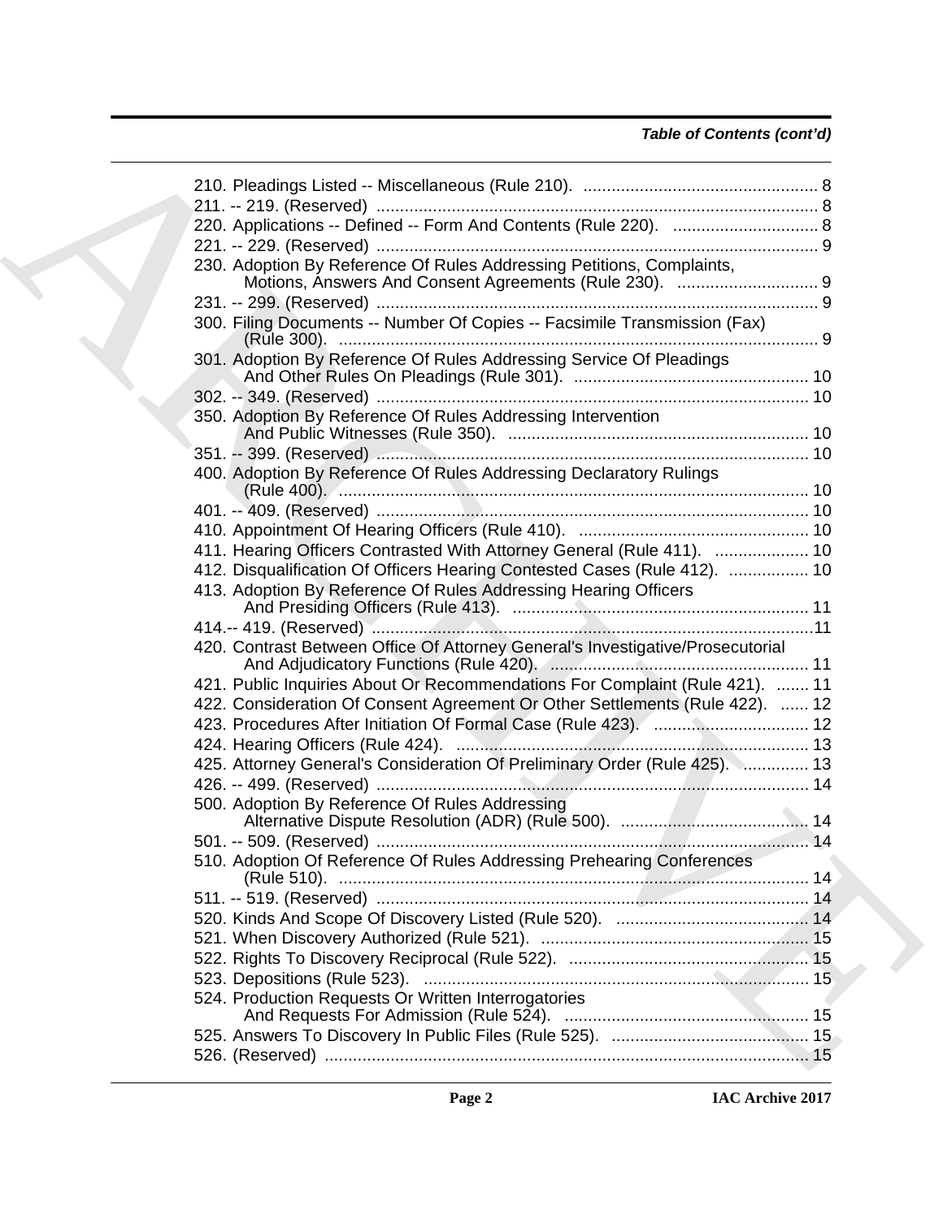*Table of Contents (cont'd)*

210. Pleadings Listed -- Miscellaneous (Rule 210). .................................................. 8
211. -- 219. (Reserved) ............................................................................................. 8
220. Applications -- Defined -- Form And Contents (Rule 220). ............................... 8
221. -- 229. (Reserved) ............................................................................................. 9
230. Adoption By Reference Of Rules Addressing Petitions, Complaints, Motions, Answers And Consent Agreements (Rule 230). .............................. 9
231. -- 299. (Reserved) ............................................................................................. 9
300. Filing Documents -- Number Of Copies -- Facsimile Transmission (Fax) (Rule 300). ..................................................................................................... 9
301. Adoption By Reference Of Rules Addressing Service Of Pleadings And Other Rules On Pleadings (Rule 301). ................................................. 10
302. -- 349. (Reserved) ........................................................................................... 10
350. Adoption By Reference Of Rules Addressing Intervention And Public Witnesses (Rule 350). ............................................................... 10
351. -- 399. (Reserved) ........................................................................................... 10
400. Adoption By Reference Of Rules Addressing Declaratory Rulings (Rule 400). .................................................................................................... 10
401. -- 409. (Reserved) ........................................................................................... 10
410. Appointment Of Hearing Officers (Rule 410). ................................................. 10
411. Hearing Officers Contrasted With Attorney General (Rule 411). .................... 10
412. Disqualification Of Officers Hearing Contested Cases (Rule 412). ................. 10
413. Adoption By Reference Of Rules Addressing Hearing Officers And Presiding Officers (Rule 413). ............................................................... 11
414.-- 419. (Reserved) .............................................................................................11
420. Contrast Between Office Of Attorney General's Investigative/Prosecutorial And Adjudicatory Functions (Rule 420). ....................................................... 11
421. Public Inquiries About Or Recommendations For Complaint (Rule 421). ....... 11
422. Consideration Of Consent Agreement Or Other Settlements (Rule 422). ...... 12
423. Procedures After Initiation Of Formal Case (Rule 423). ................................. 12
424. Hearing Officers (Rule 424). ........................................................................... 13
425. Attorney General's Consideration Of Preliminary Order (Rule 425). ............. 13
426. -- 499. (Reserved) ........................................................................................... 14
500. Adoption By Reference Of Rules Addressing Alternative Dispute Resolution (ADR) (Rule 500). ........................................ 14
501. -- 509. (Reserved) ........................................................................................... 14
510. Adoption Of Reference Of Rules Addressing Prehearing Conferences (Rule 510). .................................................................................................... 14
511. -- 519. (Reserved) ........................................................................................... 14
520. Kinds And Scope Of Discovery Listed (Rule 520). ........................................ 14
521. When Discovery Authorized (Rule 521). ......................................................... 15
522. Rights To Discovery Reciprocal (Rule 522). ................................................... 15
523. Depositions (Rule 523). .................................................................................. 15
524. Production Requests Or Written Interrogatories And Requests For Admission (Rule 524). .................................................... 15
525. Answers To Discovery In Public Files (Rule 525). .......................................... 15
526. (Reserved) ....................................................................................................... 15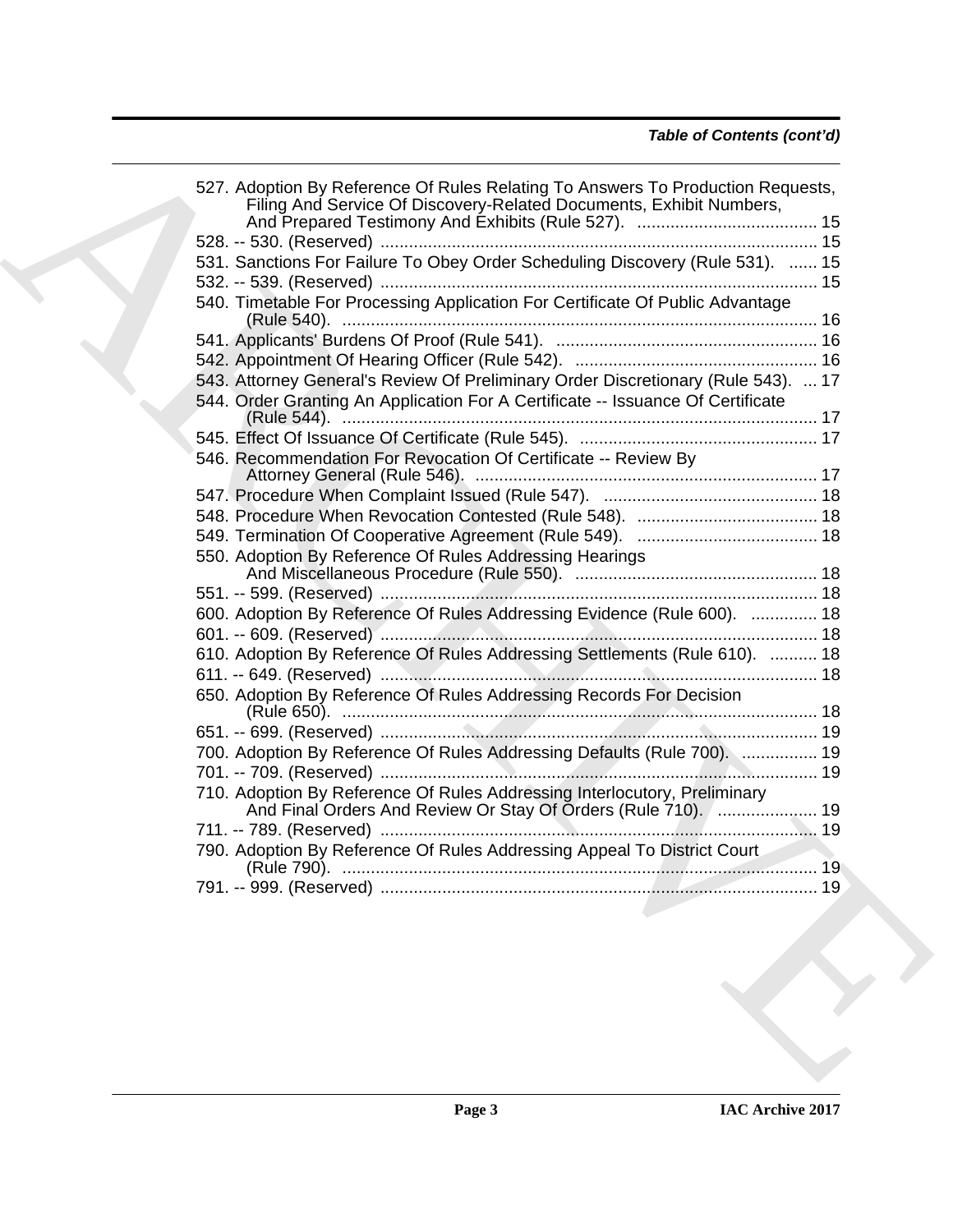*Table of Contents (cont'd)*

527. Adoption By Reference Of Rules Relating To Answers To Production Requests, Filing And Service Of Discovery-Related Documents, Exhibit Numbers, And Prepared Testimony And Exhibits (Rule 527). ...................................... 15
528. -- 530. (Reserved) ............................................................................................ 15
531. Sanctions For Failure To Obey Order Scheduling Discovery (Rule 531). ...... 15
532. -- 539. (Reserved) ............................................................................................ 15
540. Timetable For Processing Application For Certificate Of Public Advantage (Rule 540). .................................................................................................... 16
541. Applicants' Burdens Of Proof (Rule 541). ....................................................... 16
542. Appointment Of Hearing Officer (Rule 542). ................................................... 16
543. Attorney General's Review Of Preliminary Order Discretionary (Rule 543). ... 17
544. Order Granting An Application For A Certificate -- Issuance Of Certificate (Rule 544). .................................................................................................... 17
545. Effect Of Issuance Of Certificate (Rule 545). .................................................. 17
546. Recommendation For Revocation Of Certificate -- Review By Attorney General (Rule 546). ........................................................................ 17
547. Procedure When Complaint Issued (Rule 547). ............................................. 18
548. Procedure When Revocation Contested (Rule 548). ...................................... 18
549. Termination Of Cooperative Agreement (Rule 549). ...................................... 18
550. Adoption By Reference Of Rules Addressing Hearings And Miscellaneous Procedure (Rule 550). ................................................... 18
551. -- 599. (Reserved) ............................................................................................ 18
600. Adoption By Reference Of Rules Addressing Evidence (Rule 600). .............. 18
601. -- 609. (Reserved) ............................................................................................ 18
610. Adoption By Reference Of Rules Addressing Settlements (Rule 610). .......... 18
611. -- 649. (Reserved) ............................................................................................ 18
650. Adoption By Reference Of Rules Addressing Records For Decision (Rule 650). .................................................................................................... 18
651. -- 699. (Reserved) ............................................................................................ 19
700. Adoption By Reference Of Rules Addressing Defaults (Rule 700). ................ 19
701. -- 709. (Reserved) ............................................................................................ 19
710. Adoption By Reference Of Rules Addressing Interlocutory, Preliminary And Final Orders And Review Or Stay Of Orders (Rule 710). ..................... 19
711. -- 789. (Reserved) ............................................................................................ 19
790. Adoption By Reference Of Rules Addressing Appeal To District Court (Rule 790). .................................................................................................... 19
791. -- 999. (Reserved) ............................................................................................ 19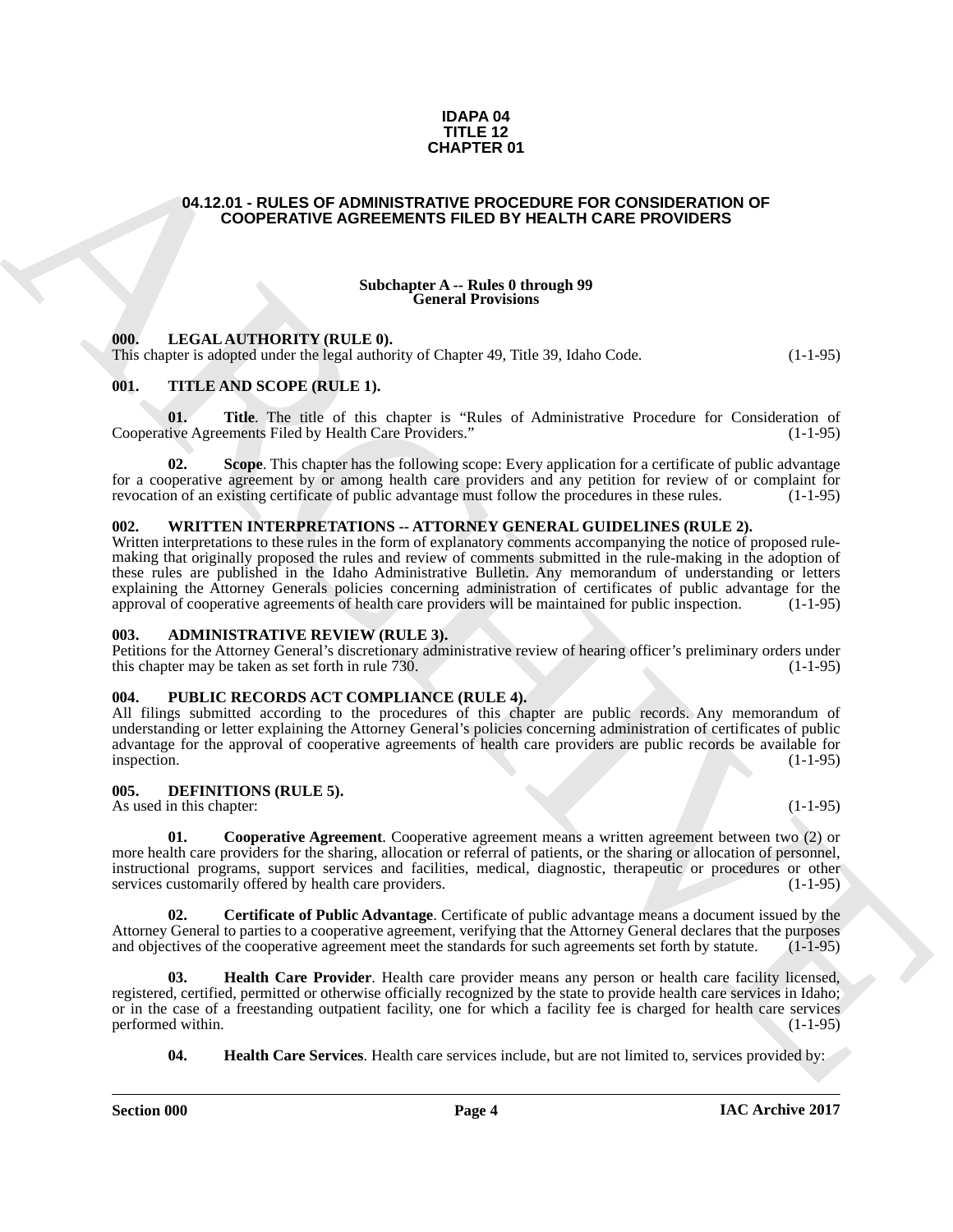# IDAPA 04
# TITLE 12
# CHAPTER 01

## 04.12.01 - RULES OF ADMINISTRATIVE PROCEDURE FOR CONSIDERATION OF COOPERATIVE AGREEMENTS FILED BY HEALTH CARE PROVIDERS

### Subchapter A -- Rules 0 through 99
### General Provisions

**000. LEGAL AUTHORITY (RULE 0).**
This chapter is adopted under the legal authority of Chapter 49, Title 39, Idaho Code. (1-1-95)

**001. TITLE AND SCOPE (RULE 1).**

**01. Title**. The title of this chapter is "Rules of Administrative Procedure for Consideration of Cooperative Agreements Filed by Health Care Providers." (1-1-95)

**02. Scope**. This chapter has the following scope: Every application for a certificate of public advantage for a cooperative agreement by or among health care providers and any petition for review of or complaint for revocation of an existing certificate of public advantage must follow the procedures in these rules. (1-1-95)

**002. WRITTEN INTERPRETATIONS -- ATTORNEY GENERAL GUIDELINES (RULE 2).**
Written interpretations to these rules in the form of explanatory comments accompanying the notice of proposed rule-making that originally proposed the rules and review of comments submitted in the rule-making in the adoption of these rules are published in the Idaho Administrative Bulletin. Any memorandum of understanding or letters explaining the Attorney Generals policies concerning administration of certificates of public advantage for the approval of cooperative agreements of health care providers will be maintained for public inspection. (1-1-95)

**003. ADMINISTRATIVE REVIEW (RULE 3).**
Petitions for the Attorney General's discretionary administrative review of hearing officer's preliminary orders under this chapter may be taken as set forth in rule 730. (1-1-95)

**004. PUBLIC RECORDS ACT COMPLIANCE (RULE 4).**
All filings submitted according to the procedures of this chapter are public records. Any memorandum of understanding or letter explaining the Attorney General's policies concerning administration of certificates of public advantage for the approval of cooperative agreements of health care providers are public records be available for inspection. (1-1-95)

**005. DEFINITIONS (RULE 5).**
As used in this chapter: (1-1-95)

**01. Cooperative Agreement**. Cooperative agreement means a written agreement between two (2) or more health care providers for the sharing, allocation or referral of patients, or the sharing or allocation of personnel, instructional programs, support services and facilities, medical, diagnostic, therapeutic or procedures or other services customarily offered by health care providers. (1-1-95)

**02. Certificate of Public Advantage**. Certificate of public advantage means a document issued by the Attorney General to parties to a cooperative agreement, verifying that the Attorney General declares that the purposes and objectives of the cooperative agreement meet the standards for such agreements set forth by statute. (1-1-95)

**03. Health Care Provider**. Health care provider means any person or health care facility licensed, registered, certified, permitted or otherwise officially recognized by the state to provide health care services in Idaho; or in the case of a freestanding outpatient facility, one for which a facility fee is charged for health care services performed within. (1-1-95)

**04. Health Care Services**. Health care services include, but are not limited to, services provided by: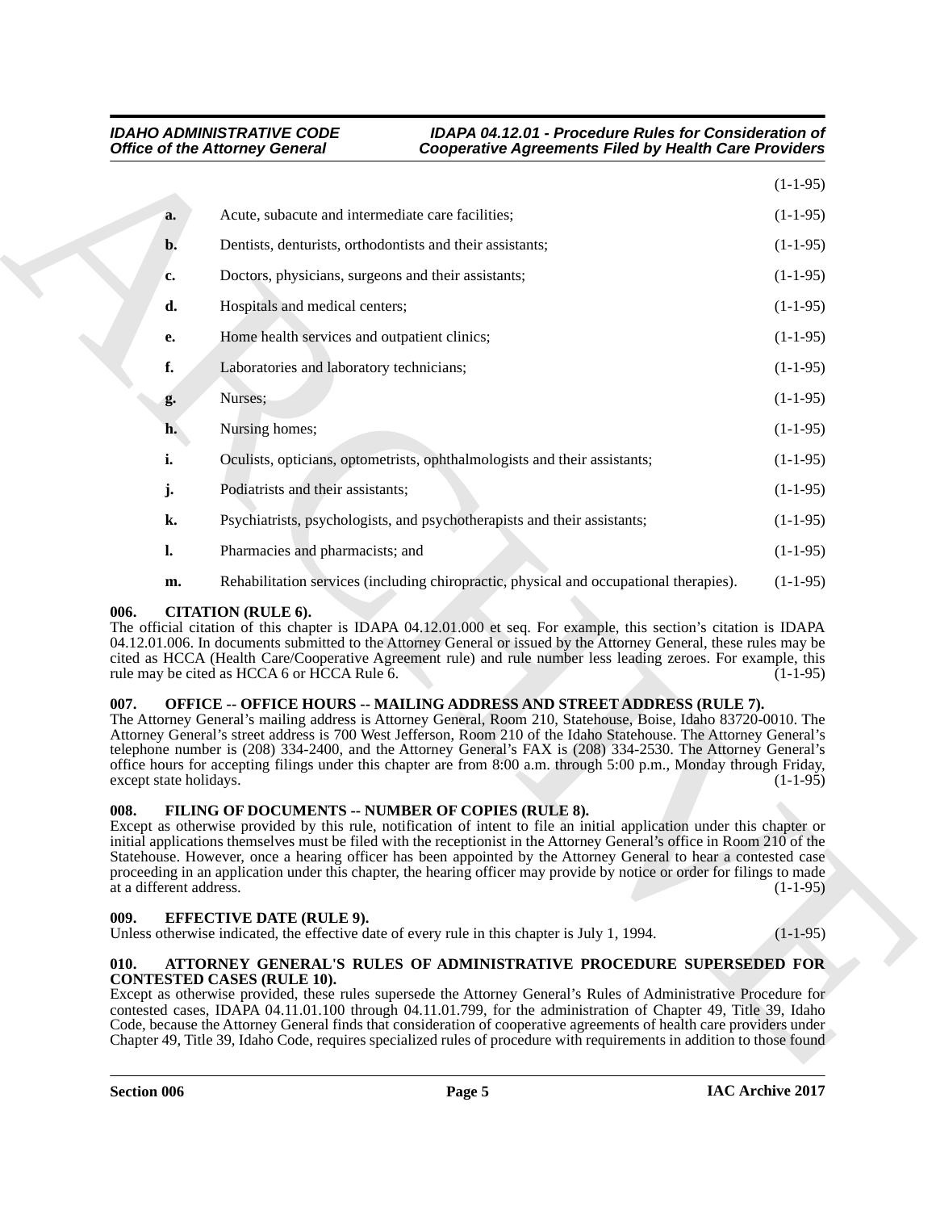(1-1-95)

**a.** Acute, subacute and intermediate care facilities; (1-1-95)

**b.** Dentists, denturists, orthodontists and their assistants; (1-1-95)

**c.** Doctors, physicians, surgeons and their assistants; (1-1-95)

**d.** Hospitals and medical centers; (1-1-95)

**e.** Home health services and outpatient clinics; (1-1-95)

**f.** Laboratories and laboratory technicians; (1-1-95)

**g.** Nurses; (1-1-95)

**h.** Nursing homes; (1-1-95)

**i.** Oculists, opticians, optometrists, ophthalmologists and their assistants; (1-1-95)

**j.** Podiatrists and their assistants; (1-1-95)

**k.** Psychiatrists, psychologists, and psychotherapists and their assistants; (1-1-95)

**l.** Pharmacies and pharmacists; and (1-1-95)

**m.** Rehabilitation services (including chiropractic, physical and occupational therapies). (1-1-95)

**006. CITATION (RULE 6).**

The official citation of this chapter is IDAPA 04.12.01.000 et seq. For example, this section's citation is IDAPA 04.12.01.006. In documents submitted to the Attorney General or issued by the Attorney General, these rules may be cited as HCCA (Health Care/Cooperative Agreement rule) and rule number less leading zeroes. For example, this rule may be cited as HCCA 6 or HCCA Rule 6. (1-1-95)

**007. OFFICE -- OFFICE HOURS -- MAILING ADDRESS AND STREET ADDRESS (RULE 7).**

The Attorney General's mailing address is Attorney General, Room 210, Statehouse, Boise, Idaho 83720-0010. The Attorney General's street address is 700 West Jefferson, Room 210 of the Idaho Statehouse. The Attorney General's telephone number is (208) 334-2400, and the Attorney General's FAX is (208) 334-2530. The Attorney General's office hours for accepting filings under this chapter are from 8:00 a.m. through 5:00 p.m., Monday through Friday, except state holidays. (1-1-95)

**008. FILING OF DOCUMENTS -- NUMBER OF COPIES (RULE 8).**

Except as otherwise provided by this rule, notification of intent to file an initial application under this chapter or initial applications themselves must be filed with the receptionist in the Attorney General's office in Room 210 of the Statehouse. However, once a hearing officer has been appointed by the Attorney General to hear a contested case proceeding in an application under this chapter, the hearing officer may provide by notice or order for filings to made at a different address. (1-1-95)

**009. EFFECTIVE DATE (RULE 9).**

Unless otherwise indicated, the effective date of every rule in this chapter is July 1, 1994. (1-1-95)

**010. ATTORNEY GENERAL'S RULES OF ADMINISTRATIVE PROCEDURE SUPERSEDED FOR CONTESTED CASES (RULE 10).**

Except as otherwise provided, these rules supersede the Attorney General's Rules of Administrative Procedure for contested cases, IDAPA 04.11.01.100 through 04.11.01.799, for the administration of Chapter 49, Title 39, Idaho Code, because the Attorney General finds that consideration of cooperative agreements of health care providers under Chapter 49, Title 39, Idaho Code, requires specialized rules of procedure with requirements in addition to those found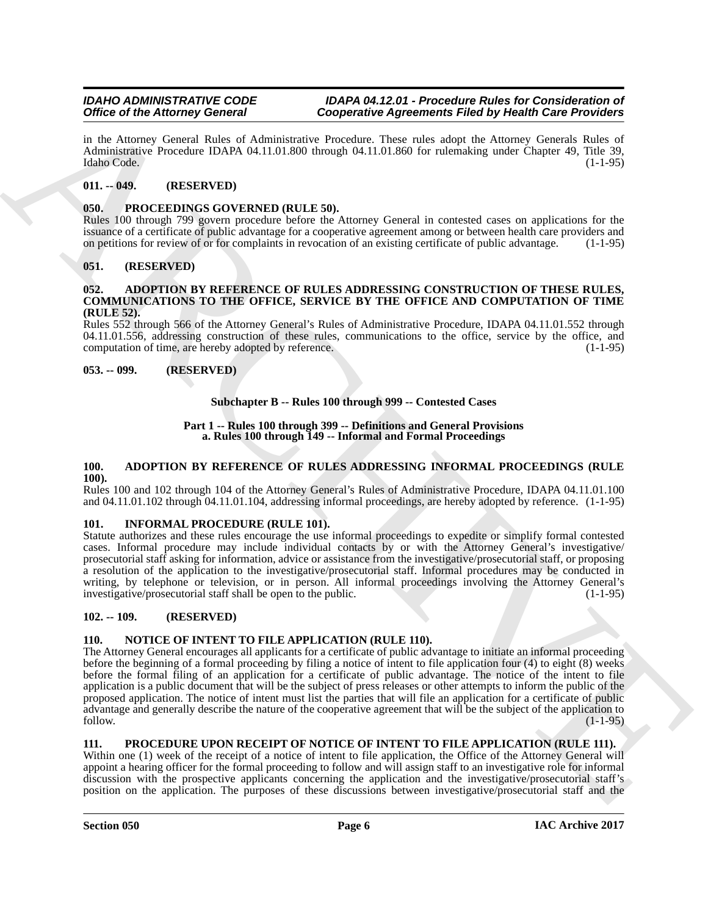in the Attorney General Rules of Administrative Procedure. These rules adopt the Attorney Generals Rules of Administrative Procedure IDAPA 04.11.01.800 through 04.11.01.860 for rulemaking under Chapter 49, Title 39, Idaho Code. (1-1-95)

### 011. -- 049. (RESERVED)

### 050. PROCEEDINGS GOVERNED (RULE 50).

Rules 100 through 799 govern procedure before the Attorney General in contested cases on applications for the issuance of a certificate of public advantage for a cooperative agreement among or between health care providers and on petitions for review of or for complaints in revocation of an existing certificate of public advantage. (1-1-95)

### 051. (RESERVED)

### 052. ADOPTION BY REFERENCE OF RULES ADDRESSING CONSTRUCTION OF THESE RULES, COMMUNICATIONS TO THE OFFICE, SERVICE BY THE OFFICE AND COMPUTATION OF TIME (RULE 52).

Rules 552 through 566 of the Attorney General's Rules of Administrative Procedure, IDAPA 04.11.01.552 through 04.11.01.556, addressing construction of these rules, communications to the office, service by the office, and computation of time, are hereby adopted by reference. (1-1-95)

### 053. -- 099. (RESERVED)

## Subchapter B -- Rules 100 through 999 -- Contested Cases

### Part 1 -- Rules 100 through 399 -- Definitions and General Provisions
### a. Rules 100 through 149 -- Informal and Formal Proceedings

### 100. ADOPTION BY REFERENCE OF RULES ADDRESSING INFORMAL PROCEEDINGS (RULE 100).

Rules 100 and 102 through 104 of the Attorney General's Rules of Administrative Procedure, IDAPA 04.11.01.100 and 04.11.01.102 through 04.11.01.104, addressing informal proceedings, are hereby adopted by reference. (1-1-95)

### 101. INFORMAL PROCEDURE (RULE 101).

Statute authorizes and these rules encourage the use informal proceedings to expedite or simplify formal contested cases. Informal procedure may include individual contacts by or with the Attorney General's investigative/ prosecutorial staff asking for information, advice or assistance from the investigative/prosecutorial staff, or proposing a resolution of the application to the investigative/prosecutorial staff. Informal procedures may be conducted in writing, by telephone or television, or in person. All informal proceedings involving the Attorney General's investigative/prosecutorial staff shall be open to the public. (1-1-95)

### 102. -- 109. (RESERVED)

### 110. NOTICE OF INTENT TO FILE APPLICATION (RULE 110).

The Attorney General encourages all applicants for a certificate of public advantage to initiate an informal proceeding before the beginning of a formal proceeding by filing a notice of intent to file application four (4) to eight (8) weeks before the formal filing of an application for a certificate of public advantage. The notice of the intent to file application is a public document that will be the subject of press releases or other attempts to inform the public of the proposed application. The notice of intent must list the parties that will file an application for a certificate of public advantage and generally describe the nature of the cooperative agreement that will be the subject of the application to follow. (1-1-95)

### 111. PROCEDURE UPON RECEIPT OF NOTICE OF INTENT TO FILE APPLICATION (RULE 111).

Within one (1) week of the receipt of a notice of intent to file application, the Office of the Attorney General will appoint a hearing officer for the formal proceeding to follow and will assign staff to an investigative role for informal discussion with the prospective applicants concerning the application and the investigative/prosecutorial staff's position on the application. The purposes of these discussions between investigative/prosecutorial staff and the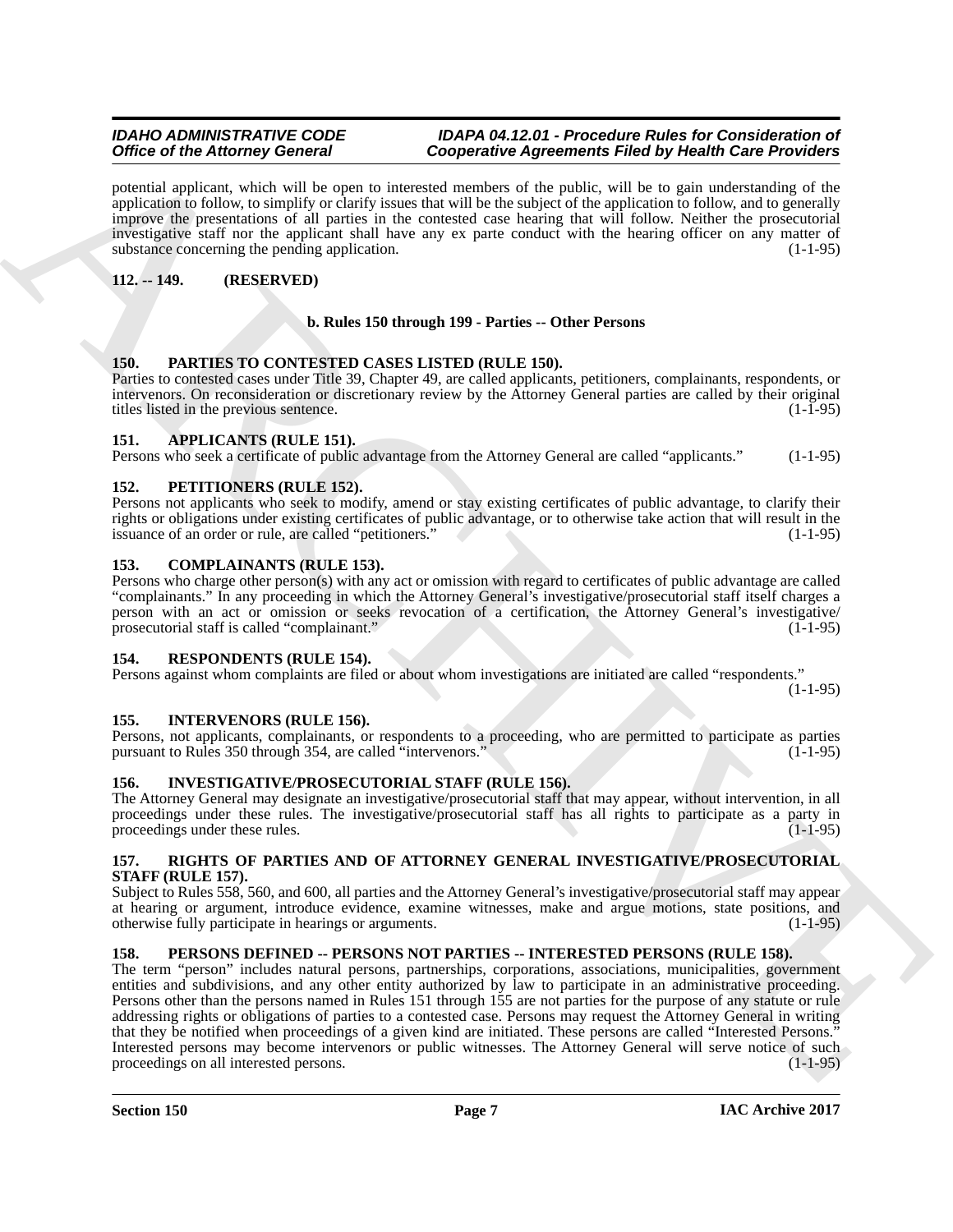potential applicant, which will be open to interested members of the public, will be to gain understanding of the application to follow, to simplify or clarify issues that will be the subject of the application to follow, and to generally improve the presentations of all parties in the contested case hearing that will follow. Neither the prosecutorial investigative staff nor the applicant shall have any ex parte conduct with the hearing officer on any matter of substance concerning the pending application. (1-1-95)

**112. -- 149. (RESERVED)**

**b. Rules 150 through 199 - Parties -- Other Persons**

**150. PARTIES TO CONTESTED CASES LISTED (RULE 150).**

Parties to contested cases under Title 39, Chapter 49, are called applicants, petitioners, complainants, respondents, or intervenors. On reconsideration or discretionary review by the Attorney General parties are called by their original titles listed in the previous sentence. (1-1-95)

**151. APPLICANTS (RULE 151).**

Persons who seek a certificate of public advantage from the Attorney General are called "applicants." (1-1-95)

**152. PETITIONERS (RULE 152).**

Persons not applicants who seek to modify, amend or stay existing certificates of public advantage, to clarify their rights or obligations under existing certificates of public advantage, or to otherwise take action that will result in the issuance of an order or rule, are called "petitioners." (1-1-95)

**153. COMPLAINANTS (RULE 153).**

Persons who charge other person(s) with any act or omission with regard to certificates of public advantage are called "complainants." In any proceeding in which the Attorney General's investigative/prosecutorial staff itself charges a person with an act or omission or seeks revocation of a certification, the Attorney General's investigative/ prosecutorial staff is called "complainant." (1-1-95)

**154. RESPONDENTS (RULE 154).**

Persons against whom complaints are filed or about whom investigations are initiated are called "respondents." (1-1-95)

**155. INTERVENORS (RULE 156).**

Persons, not applicants, complainants, or respondents to a proceeding, who are permitted to participate as parties pursuant to Rules 350 through 354, are called "intervenors." (1-1-95)

**156. INVESTIGATIVE/PROSECUTORIAL STAFF (RULE 156).**

The Attorney General may designate an investigative/prosecutorial staff that may appear, without intervention, in all proceedings under these rules. The investigative/prosecutorial staff has all rights to participate as a party in proceedings under these rules. (1-1-95)

**157. RIGHTS OF PARTIES AND OF ATTORNEY GENERAL INVESTIGATIVE/PROSECUTORIAL STAFF (RULE 157).**

Subject to Rules 558, 560, and 600, all parties and the Attorney General's investigative/prosecutorial staff may appear at hearing or argument, introduce evidence, examine witnesses, make and argue motions, state positions, and otherwise fully participate in hearings or arguments. (1-1-95)

**158. PERSONS DEFINED -- PERSONS NOT PARTIES -- INTERESTED PERSONS (RULE 158).**

The term "person" includes natural persons, partnerships, corporations, associations, municipalities, government entities and subdivisions, and any other entity authorized by law to participate in an administrative proceeding. Persons other than the persons named in Rules 151 through 155 are not parties for the purpose of any statute or rule addressing rights or obligations of parties to a contested case. Persons may request the Attorney General in writing that they be notified when proceedings of a given kind are initiated. These persons are called "Interested Persons." Interested persons may become intervenors or public witnesses. The Attorney General will serve notice of such proceedings on all interested persons. (1-1-95)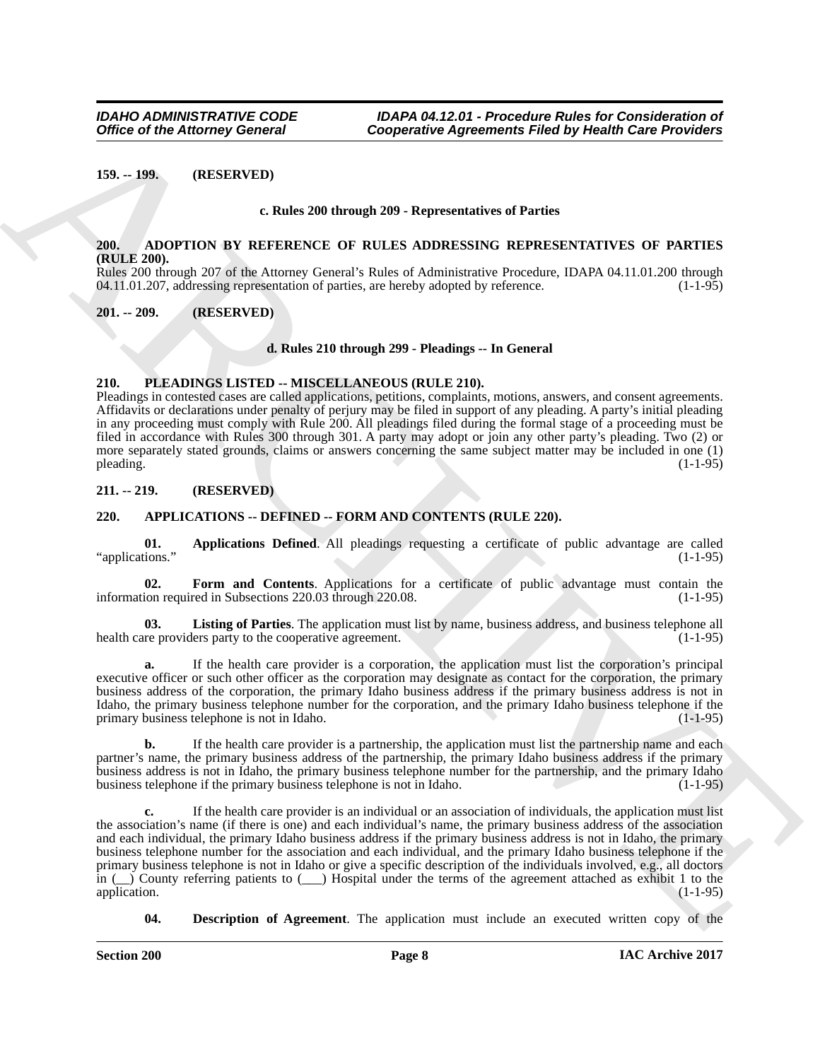**159. -- 199. (RESERVED)**

**c. Rules 200 through 209 - Representatives of Parties**

**200. ADOPTION BY REFERENCE OF RULES ADDRESSING REPRESENTATIVES OF PARTIES (RULE 200).**

Rules 200 through 207 of the Attorney General's Rules of Administrative Procedure, IDAPA 04.11.01.200 through 04.11.01.207, addressing representation of parties, are hereby adopted by reference. (1-1-95)

**201. -- 209. (RESERVED)**

**d. Rules 210 through 299 - Pleadings -- In General**

**210. PLEADINGS LISTED -- MISCELLANEOUS (RULE 210).**

Pleadings in contested cases are called applications, petitions, complaints, motions, answers, and consent agreements. Affidavits or declarations under penalty of perjury may be filed in support of any pleading. A party's initial pleading in any proceeding must comply with Rule 200. All pleadings filed during the formal stage of a proceeding must be filed in accordance with Rules 300 through 301. A party may adopt or join any other party's pleading. Two (2) or more separately stated grounds, claims or answers concerning the same subject matter may be included in one (1) pleading. (1-1-95)

**211. -- 219. (RESERVED)**

**220. APPLICATIONS -- DEFINED -- FORM AND CONTENTS (RULE 220).**

**01. Applications Defined**. All pleadings requesting a certificate of public advantage are called "applications." (1-1-95)

**02. Form and Contents**. Applications for a certificate of public advantage must contain the information required in Subsections 220.03 through 220.08. (1-1-95)

**03. Listing of Parties**. The application must list by name, business address, and business telephone all health care providers party to the cooperative agreement. (1-1-95)

**a.** If the health care provider is a corporation, the application must list the corporation's principal executive officer or such other officer as the corporation may designate as contact for the corporation, the primary business address of the corporation, the primary Idaho business address if the primary business address is not in Idaho, the primary business telephone number for the corporation, and the primary Idaho business telephone if the primary business telephone is not in Idaho. (1-1-95)

**b.** If the health care provider is a partnership, the application must list the partnership name and each partner's name, the primary business address of the partnership, the primary Idaho business address if the primary business address is not in Idaho, the primary business telephone number for the partnership, and the primary Idaho business telephone if the primary business telephone is not in Idaho. (1-1-95)

**c.** If the health care provider is an individual or an association of individuals, the application must list the association's name (if there is one) and each individual's name, the primary business address of the association and each individual, the primary Idaho business address if the primary business address is not in Idaho, the primary business telephone number for the association and each individual, and the primary Idaho business telephone if the primary business telephone is not in Idaho or give a specific description of the individuals involved, e.g., all doctors in (__) County referring patients to (___) Hospital under the terms of the agreement attached as exhibit 1 to the application. (1-1-95)

**04. Description of Agreement**. The application must include an executed written copy of the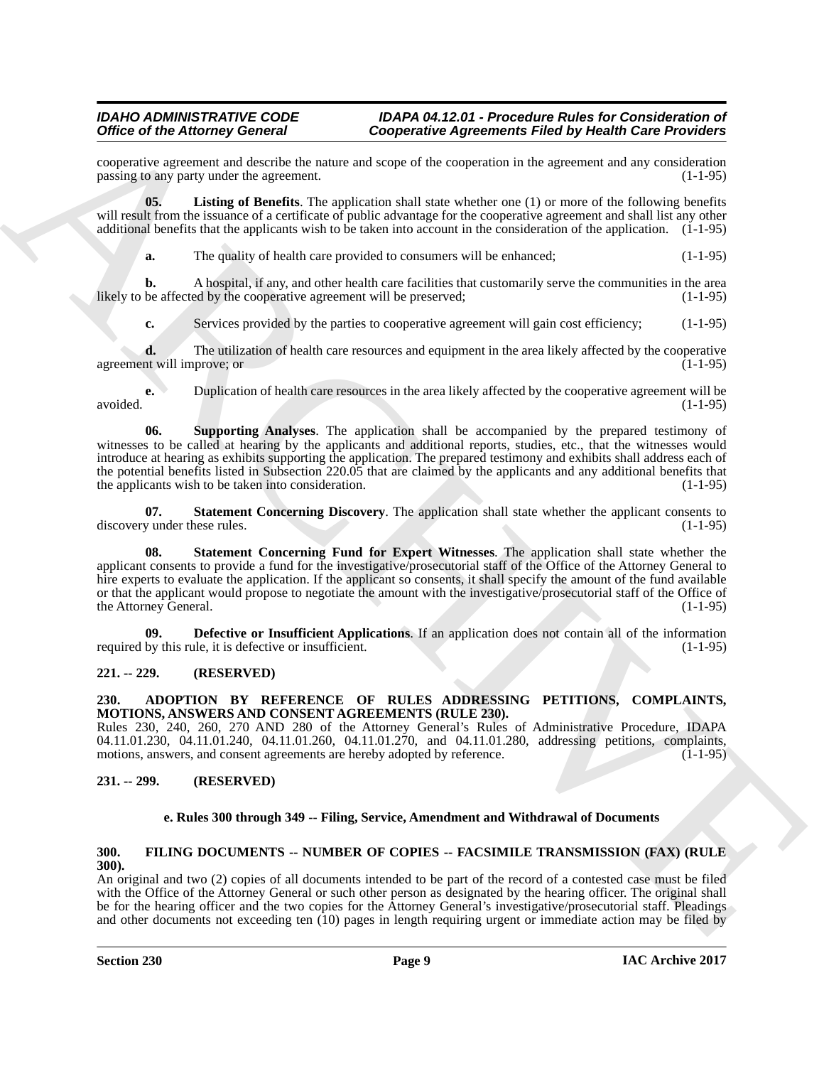cooperative agreement and describe the nature and scope of the cooperation in the agreement and any consideration passing to any party under the agreement. (1-1-95)

**05. Listing of Benefits**. The application shall state whether one (1) or more of the following benefits will result from the issuance of a certificate of public advantage for the cooperative agreement and shall list any other additional benefits that the applicants wish to be taken into account in the consideration of the application. (1-1-95)

**a.** The quality of health care provided to consumers will be enhanced; (1-1-95)

**b.** A hospital, if any, and other health care facilities that customarily serve the communities in the area likely to be affected by the cooperative agreement will be preserved; (1-1-95)

**c.** Services provided by the parties to cooperative agreement will gain cost efficiency; (1-1-95)

**d.** The utilization of health care resources and equipment in the area likely affected by the cooperative agreement will improve; or (1-1-95)

**e.** Duplication of health care resources in the area likely affected by the cooperative agreement will be avoided. (1-1-95)

**06. Supporting Analyses**. The application shall be accompanied by the prepared testimony of witnesses to be called at hearing by the applicants and additional reports, studies, etc., that the witnesses would introduce at hearing as exhibits supporting the application. The prepared testimony and exhibits shall address each of the potential benefits listed in Subsection 220.05 that are claimed by the applicants and any additional benefits that the applicants wish to be taken into consideration. (1-1-95)

**07. Statement Concerning Discovery**. The application shall state whether the applicant consents to discovery under these rules. (1-1-95)

**08. Statement Concerning Fund for Expert Witnesses**. The application shall state whether the applicant consents to provide a fund for the investigative/prosecutorial staff of the Office of the Attorney General to hire experts to evaluate the application. If the applicant so consents, it shall specify the amount of the fund available or that the applicant would propose to negotiate the amount with the investigative/prosecutorial staff of the Office of the Attorney General. (1-1-95)

**09. Defective or Insufficient Applications**. If an application does not contain all of the information required by this rule, it is defective or insufficient. (1-1-95)

## 221. -- 229. (RESERVED)

## 230. ADOPTION BY REFERENCE OF RULES ADDRESSING PETITIONS, COMPLAINTS, MOTIONS, ANSWERS AND CONSENT AGREEMENTS (RULE 230).

Rules 230, 240, 260, 270 AND 280 of the Attorney General's Rules of Administrative Procedure, IDAPA 04.11.01.230, 04.11.01.240, 04.11.01.260, 04.11.01.270, and 04.11.01.280, addressing petitions, complaints, motions, answers, and consent agreements are hereby adopted by reference. (1-1-95)

## 231. -- 299. (RESERVED)

### e. Rules 300 through 349 -- Filing, Service, Amendment and Withdrawal of Documents

## 300. FILING DOCUMENTS -- NUMBER OF COPIES -- FACSIMILE TRANSMISSION (FAX) (RULE 300).

An original and two (2) copies of all documents intended to be part of the record of a contested case must be filed with the Office of the Attorney General or such other person as designated by the hearing officer. The original shall be for the hearing officer and the two copies for the Attorney General's investigative/prosecutorial staff. Pleadings and other documents not exceeding ten (10) pages in length requiring urgent or immediate action may be filed by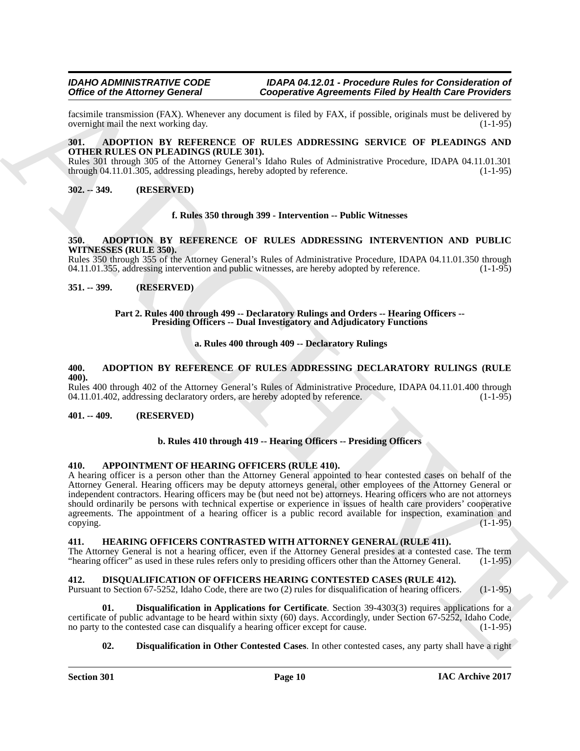facsimile transmission (FAX). Whenever any document is filed by FAX, if possible, originals must be delivered by overnight mail the next working day. (1-1-95)

**301. ADOPTION BY REFERENCE OF RULES ADDRESSING SERVICE OF PLEADINGS AND OTHER RULES ON PLEADINGS (RULE 301).**

Rules 301 through 305 of the Attorney General's Idaho Rules of Administrative Procedure, IDAPA 04.11.01.301 through 04.11.01.305, addressing pleadings, hereby adopted by reference. (1-1-95)

**302. -- 349. (RESERVED)**

**f. Rules 350 through 399 - Intervention -- Public Witnesses**

**350. ADOPTION BY REFERENCE OF RULES ADDRESSING INTERVENTION AND PUBLIC WITNESSES (RULE 350).**

Rules 350 through 355 of the Attorney General's Rules of Administrative Procedure, IDAPA 04.11.01.350 through 04.11.01.355, addressing intervention and public witnesses, are hereby adopted by reference. (1-1-95)

**351. -- 399. (RESERVED)**

**Part 2. Rules 400 through 499 -- Declaratory Rulings and Orders -- Hearing Officers -- Presiding Officers -- Dual Investigatory and Adjudicatory Functions**

**a. Rules 400 through 409 -- Declaratory Rulings**

**400. ADOPTION BY REFERENCE OF RULES ADDRESSING DECLARATORY RULINGS (RULE 400).**

Rules 400 through 402 of the Attorney General's Rules of Administrative Procedure, IDAPA 04.11.01.400 through 04.11.01.402, addressing declaratory orders, are hereby adopted by reference. (1-1-95)

**401. -- 409. (RESERVED)**

**b. Rules 410 through 419 -- Hearing Officers -- Presiding Officers**

**410. APPOINTMENT OF HEARING OFFICERS (RULE 410).**

A hearing officer is a person other than the Attorney General appointed to hear contested cases on behalf of the Attorney General. Hearing officers may be deputy attorneys general, other employees of the Attorney General or independent contractors. Hearing officers may be (but need not be) attorneys. Hearing officers who are not attorneys should ordinarily be persons with technical expertise or experience in issues of health care providers' cooperative agreements. The appointment of a hearing officer is a public record available for inspection, examination and copying. (1-1-95)

**411. HEARING OFFICERS CONTRASTED WITH ATTORNEY GENERAL (RULE 411).**

The Attorney General is not a hearing officer, even if the Attorney General presides at a contested case. The term "hearing officer" as used in these rules refers only to presiding officers other than the Attorney General. (1-1-95)

**412. DISQUALIFICATION OF OFFICERS HEARING CONTESTED CASES (RULE 412).**

Pursuant to Section 67-5252, Idaho Code, there are two (2) rules for disqualification of hearing officers. (1-1-95)

**01. Disqualification in Applications for Certificate**. Section 39-4303(3) requires applications for a certificate of public advantage to be heard within sixty (60) days. Accordingly, under Section 67-5252, Idaho Code, no party to the contested case can disqualify a hearing officer except for cause. (1-1-95)

**02. Disqualification in Other Contested Cases**. In other contested cases, any party shall have a right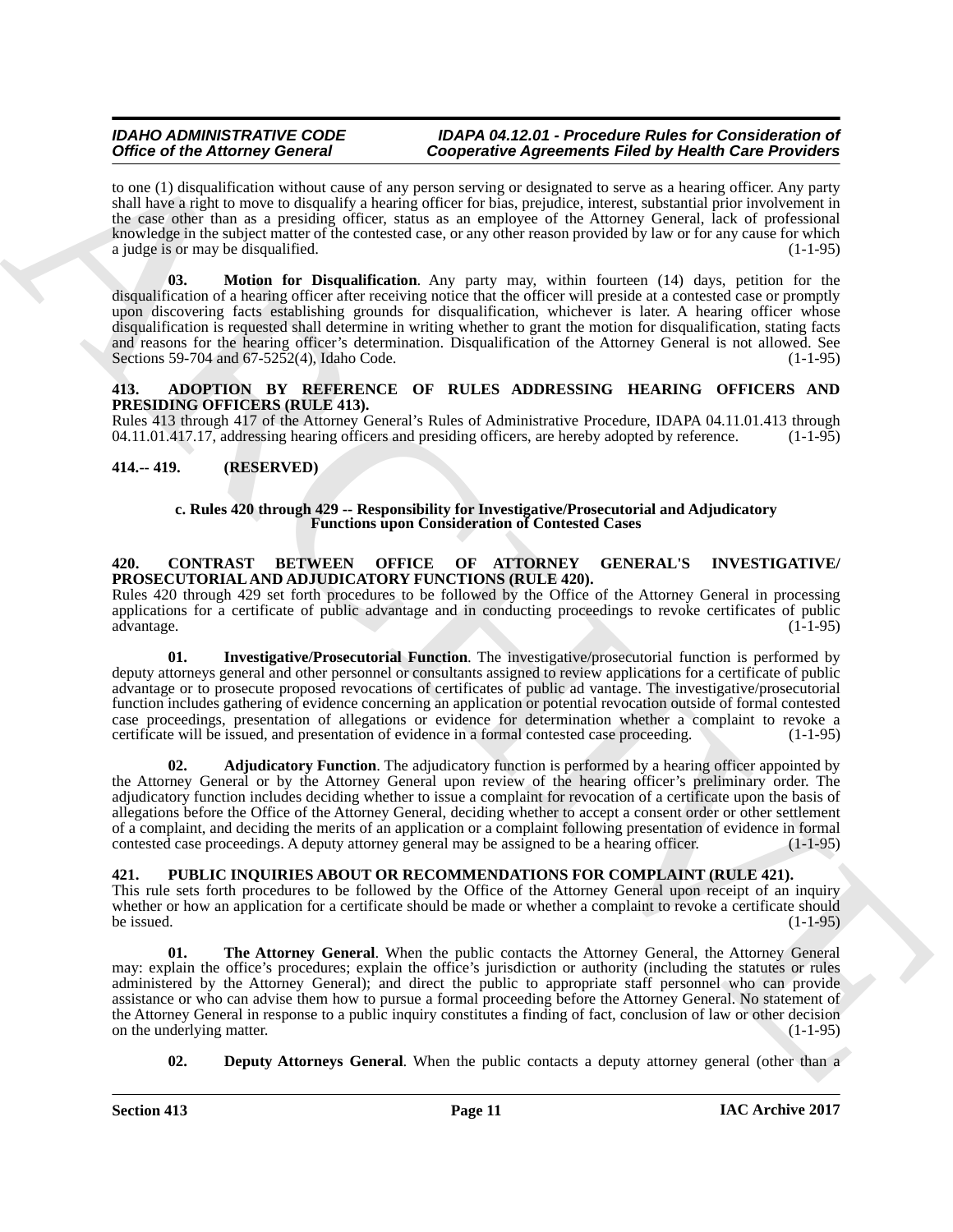to one (1) disqualification without cause of any person serving or designated to serve as a hearing officer. Any party shall have a right to move to disqualify a hearing officer for bias, prejudice, interest, substantial prior involvement in the case other than as a presiding officer, status as an employee of the Attorney General, lack of professional knowledge in the subject matter of the contested case, or any other reason provided by law or for any cause for which a judge is or may be disqualified. (1-1-95)

**03. Motion for Disqualification**. Any party may, within fourteen (14) days, petition for the disqualification of a hearing officer after receiving notice that the officer will preside at a contested case or promptly upon discovering facts establishing grounds for disqualification, whichever is later. A hearing officer whose disqualification is requested shall determine in writing whether to grant the motion for disqualification, stating facts and reasons for the hearing officer's determination. Disqualification of the Attorney General is not allowed. See Sections 59-704 and 67-5252(4), Idaho Code. (1-1-95)

### 413. ADOPTION BY REFERENCE OF RULES ADDRESSING HEARING OFFICERS AND PRESIDING OFFICERS (RULE 413).

Rules 413 through 417 of the Attorney General's Rules of Administrative Procedure, IDAPA 04.11.01.413 through 04.11.01.417.17, addressing hearing officers and presiding officers, are hereby adopted by reference. (1-1-95)

### 414.-- 419. (RESERVED)

## c. Rules 420 through 429 -- Responsibility for Investigative/Prosecutorial and Adjudicatory Functions upon Consideration of Contested Cases

### 420. CONTRAST BETWEEN OFFICE OF ATTORNEY GENERAL'S INVESTIGATIVE/ PROSECUTORIAL AND ADJUDICATORY FUNCTIONS (RULE 420).

Rules 420 through 429 set forth procedures to be followed by the Office of the Attorney General in processing applications for a certificate of public advantage and in conducting proceedings to revoke certificates of public advantage. (1-1-95)

**01. Investigative/Prosecutorial Function**. The investigative/prosecutorial function is performed by deputy attorneys general and other personnel or consultants assigned to review applications for a certificate of public advantage or to prosecute proposed revocations of certificates of public ad vantage. The investigative/prosecutorial function includes gathering of evidence concerning an application or potential revocation outside of formal contested case proceedings, presentation of allegations or evidence for determination whether a complaint to revoke a certificate will be issued, and presentation of evidence in a formal contested case proceeding. (1-1-95)

**02. Adjudicatory Function**. The adjudicatory function is performed by a hearing officer appointed by the Attorney General or by the Attorney General upon review of the hearing officer's preliminary order. The adjudicatory function includes deciding whether to issue a complaint for revocation of a certificate upon the basis of allegations before the Office of the Attorney General, deciding whether to accept a consent order or other settlement of a complaint, and deciding the merits of an application or a complaint following presentation of evidence in formal contested case proceedings. A deputy attorney general may be assigned to be a hearing officer. (1-1-95)

### 421. PUBLIC INQUIRIES ABOUT OR RECOMMENDATIONS FOR COMPLAINT (RULE 421).

This rule sets forth procedures to be followed by the Office of the Attorney General upon receipt of an inquiry whether or how an application for a certificate should be made or whether a complaint to revoke a certificate should be issued. (1-1-95)

**01. The Attorney General**. When the public contacts the Attorney General, the Attorney General may: explain the office's procedures; explain the office's jurisdiction or authority (including the statutes or rules administered by the Attorney General); and direct the public to appropriate staff personnel who can provide assistance or who can advise them how to pursue a formal proceeding before the Attorney General. No statement of the Attorney General in response to a public inquiry constitutes a finding of fact, conclusion of law or other decision on the underlying matter. (1-1-95)

**02. Deputy Attorneys General**. When the public contacts a deputy attorney general (other than a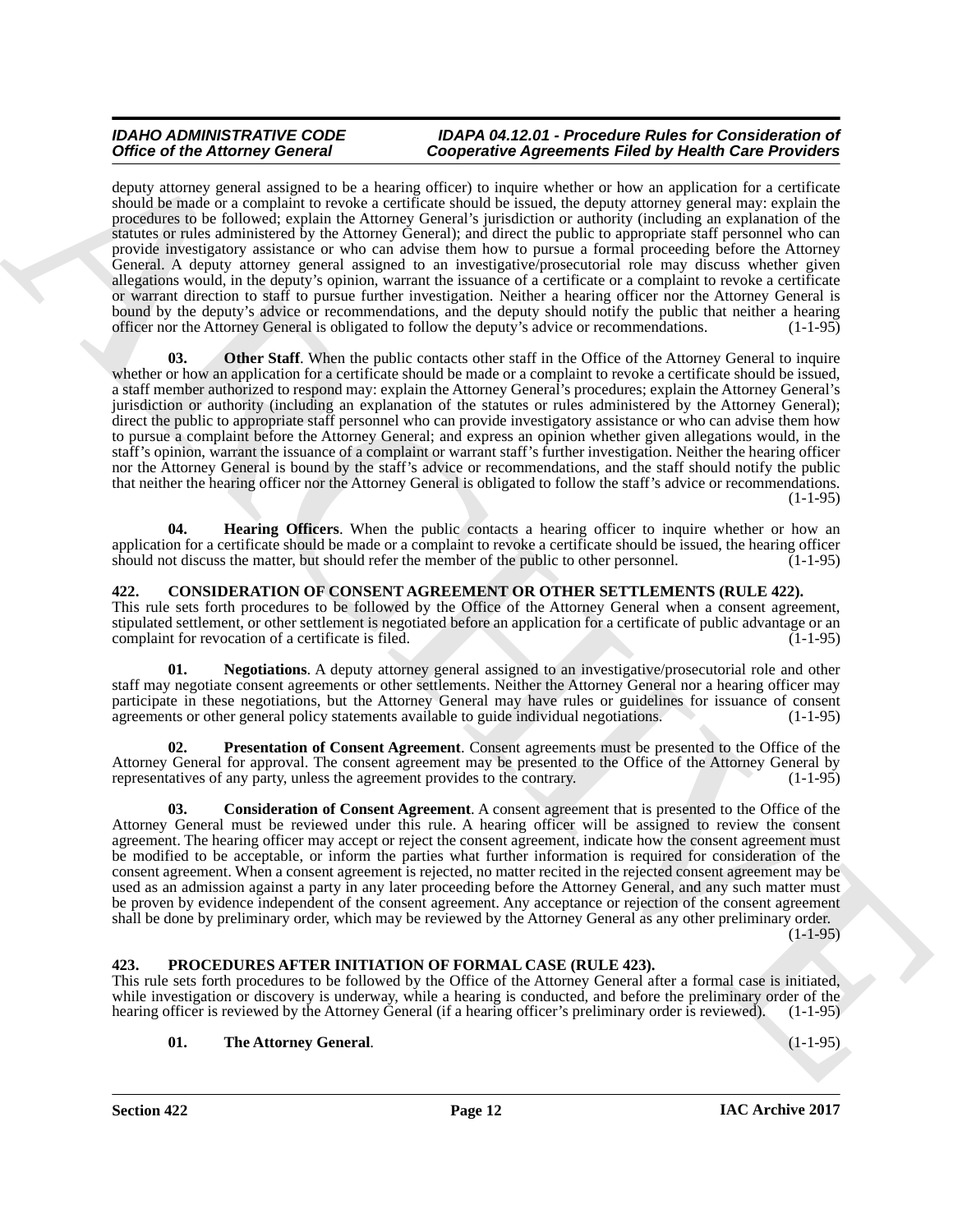deputy attorney general assigned to be a hearing officer) to inquire whether or how an application for a certificate should be made or a complaint to revoke a certificate should be issued, the deputy attorney general may: explain the procedures to be followed; explain the Attorney General's jurisdiction or authority (including an explanation of the statutes or rules administered by the Attorney General); and direct the public to appropriate staff personnel who can provide investigatory assistance or who can advise them how to pursue a formal proceeding before the Attorney General. A deputy attorney general assigned to an investigative/prosecutorial role may discuss whether given allegations would, in the deputy's opinion, warrant the issuance of a certificate or a complaint to revoke a certificate or warrant direction to staff to pursue further investigation. Neither a hearing officer nor the Attorney General is bound by the deputy's advice or recommendations, and the deputy should notify the public that neither a hearing officer nor the Attorney General is obligated to follow the deputy's advice or recommendations. (1-1-95)

**03. Other Staff**. When the public contacts other staff in the Office of the Attorney General to inquire whether or how an application for a certificate should be made or a complaint to revoke a certificate should be issued, a staff member authorized to respond may: explain the Attorney General's procedures; explain the Attorney General's jurisdiction or authority (including an explanation of the statutes or rules administered by the Attorney General); direct the public to appropriate staff personnel who can provide investigatory assistance or who can advise them how to pursue a complaint before the Attorney General; and express an opinion whether given allegations would, in the staff's opinion, warrant the issuance of a complaint or warrant staff's further investigation. Neither the hearing officer nor the Attorney General is bound by the staff's advice or recommendations, and the staff should notify the public that neither the hearing officer nor the Attorney General is obligated to follow the staff's advice or recommendations. (1-1-95)

**04. Hearing Officers**. When the public contacts a hearing officer to inquire whether or how an application for a certificate should be made or a complaint to revoke a certificate should be issued, the hearing officer should not discuss the matter, but should refer the member of the public to other personnel. (1-1-95)

## 422. CONSIDERATION OF CONSENT AGREEMENT OR OTHER SETTLEMENTS (RULE 422).

This rule sets forth procedures to be followed by the Office of the Attorney General when a consent agreement, stipulated settlement, or other settlement is negotiated before an application for a certificate of public advantage or an complaint for revocation of a certificate is filed. (1-1-95)

**01. Negotiations**. A deputy attorney general assigned to an investigative/prosecutorial role and other staff may negotiate consent agreements or other settlements. Neither the Attorney General nor a hearing officer may participate in these negotiations, but the Attorney General may have rules or guidelines for issuance of consent agreements or other general policy statements available to guide individual negotiations. (1-1-95)

**02. Presentation of Consent Agreement**. Consent agreements must be presented to the Office of the Attorney General for approval. The consent agreement may be presented to the Office of the Attorney General by representatives of any party, unless the agreement provides to the contrary. (1-1-95)

**03. Consideration of Consent Agreement**. A consent agreement that is presented to the Office of the Attorney General must be reviewed under this rule. A hearing officer will be assigned to review the consent agreement. The hearing officer may accept or reject the consent agreement, indicate how the consent agreement must be modified to be acceptable, or inform the parties what further information is required for consideration of the consent agreement. When a consent agreement is rejected, no matter recited in the rejected consent agreement may be used as an admission against a party in any later proceeding before the Attorney General, and any such matter must be proven by evidence independent of the consent agreement. Any acceptance or rejection of the consent agreement shall be done by preliminary order, which may be reviewed by the Attorney General as any other preliminary order. (1-1-95)

## 423. PROCEDURES AFTER INITIATION OF FORMAL CASE (RULE 423).

This rule sets forth procedures to be followed by the Office of the Attorney General after a formal case is initiated, while investigation or discovery is underway, while a hearing is conducted, and before the preliminary order of the hearing officer is reviewed by the Attorney General (if a hearing officer's preliminary order is reviewed). (1-1-95)

**01. The Attorney General**. (1-1-95)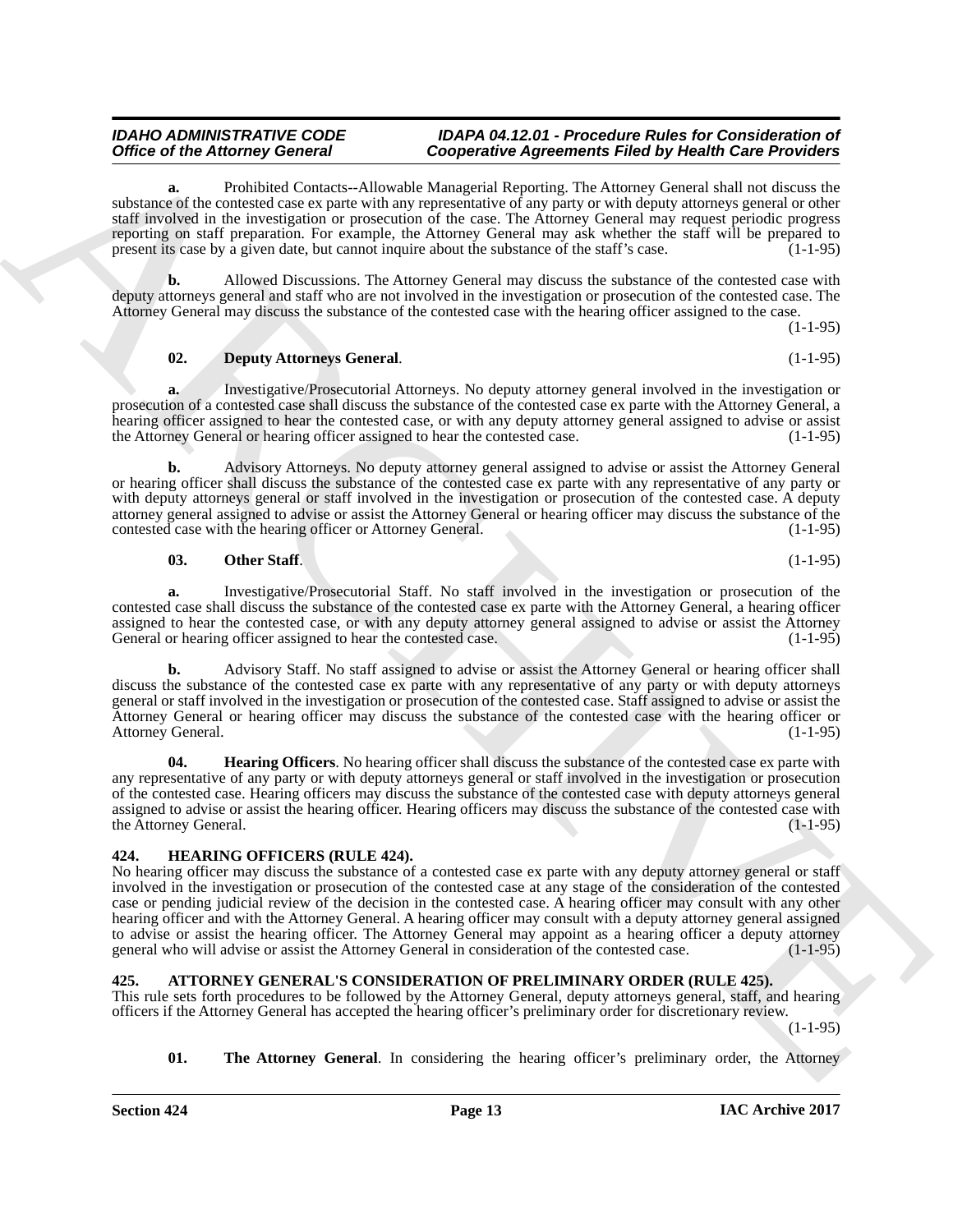**a.** Prohibited Contacts--Allowable Managerial Reporting. The Attorney General shall not discuss the substance of the contested case ex parte with any representative of any party or with deputy attorneys general or other staff involved in the investigation or prosecution of the case. The Attorney General may request periodic progress reporting on staff preparation. For example, the Attorney General may ask whether the staff will be prepared to present its case by a given date, but cannot inquire about the substance of the staff's case. (1-1-95)

**b.** Allowed Discussions. The Attorney General may discuss the substance of the contested case with deputy attorneys general and staff who are not involved in the investigation or prosecution of the contested case. The Attorney General may discuss the substance of the contested case with the hearing officer assigned to the case. (1-1-95)

**02. Deputy Attorneys General**. (1-1-95)

**a.** Investigative/Prosecutorial Attorneys. No deputy attorney general involved in the investigation or prosecution of a contested case shall discuss the substance of the contested case ex parte with the Attorney General, a hearing officer assigned to hear the contested case, or with any deputy attorney general assigned to advise or assist the Attorney General or hearing officer assigned to hear the contested case. (1-1-95)

**b.** Advisory Attorneys. No deputy attorney general assigned to advise or assist the Attorney General or hearing officer shall discuss the substance of the contested case ex parte with any representative of any party or with deputy attorneys general or staff involved in the investigation or prosecution of the contested case. A deputy attorney general assigned to advise or assist the Attorney General or hearing officer may discuss the substance of the contested case with the hearing officer or Attorney General. (1-1-95)

**03. Other Staff**. (1-1-95)

**a.** Investigative/Prosecutorial Staff. No staff involved in the investigation or prosecution of the contested case shall discuss the substance of the contested case ex parte with the Attorney General, a hearing officer assigned to hear the contested case, or with any deputy attorney general assigned to advise or assist the Attorney General or hearing officer assigned to hear the contested case. (1-1-95)

**b.** Advisory Staff. No staff assigned to advise or assist the Attorney General or hearing officer shall discuss the substance of the contested case ex parte with any representative of any party or with deputy attorneys general or staff involved in the investigation or prosecution of the contested case. Staff assigned to advise or assist the Attorney General or hearing officer may discuss the substance of the contested case with the hearing officer or Attorney General. (1-1-95)

**04. Hearing Officers**. No hearing officer shall discuss the substance of the contested case ex parte with any representative of any party or with deputy attorneys general or staff involved in the investigation or prosecution of the contested case. Hearing officers may discuss the substance of the contested case with deputy attorneys general assigned to advise or assist the hearing officer. Hearing officers may discuss the substance of the contested case with the Attorney General. (1-1-95)

### 424. HEARING OFFICERS (RULE 424).

No hearing officer may discuss the substance of a contested case ex parte with any deputy attorney general or staff involved in the investigation or prosecution of the contested case at any stage of the consideration of the contested case or pending judicial review of the decision in the contested case. A hearing officer may consult with any other hearing officer and with the Attorney General. A hearing officer may consult with a deputy attorney general assigned to advise or assist the hearing officer. The Attorney General may appoint as a hearing officer a deputy attorney general who will advise or assist the Attorney General in consideration of the contested case. (1-1-95)

### 425. ATTORNEY GENERAL'S CONSIDERATION OF PRELIMINARY ORDER (RULE 425).

This rule sets forth procedures to be followed by the Attorney General, deputy attorneys general, staff, and hearing officers if the Attorney General has accepted the hearing officer's preliminary order for discretionary review. (1-1-95)

**01. The Attorney General**. In considering the hearing officer's preliminary order, the Attorney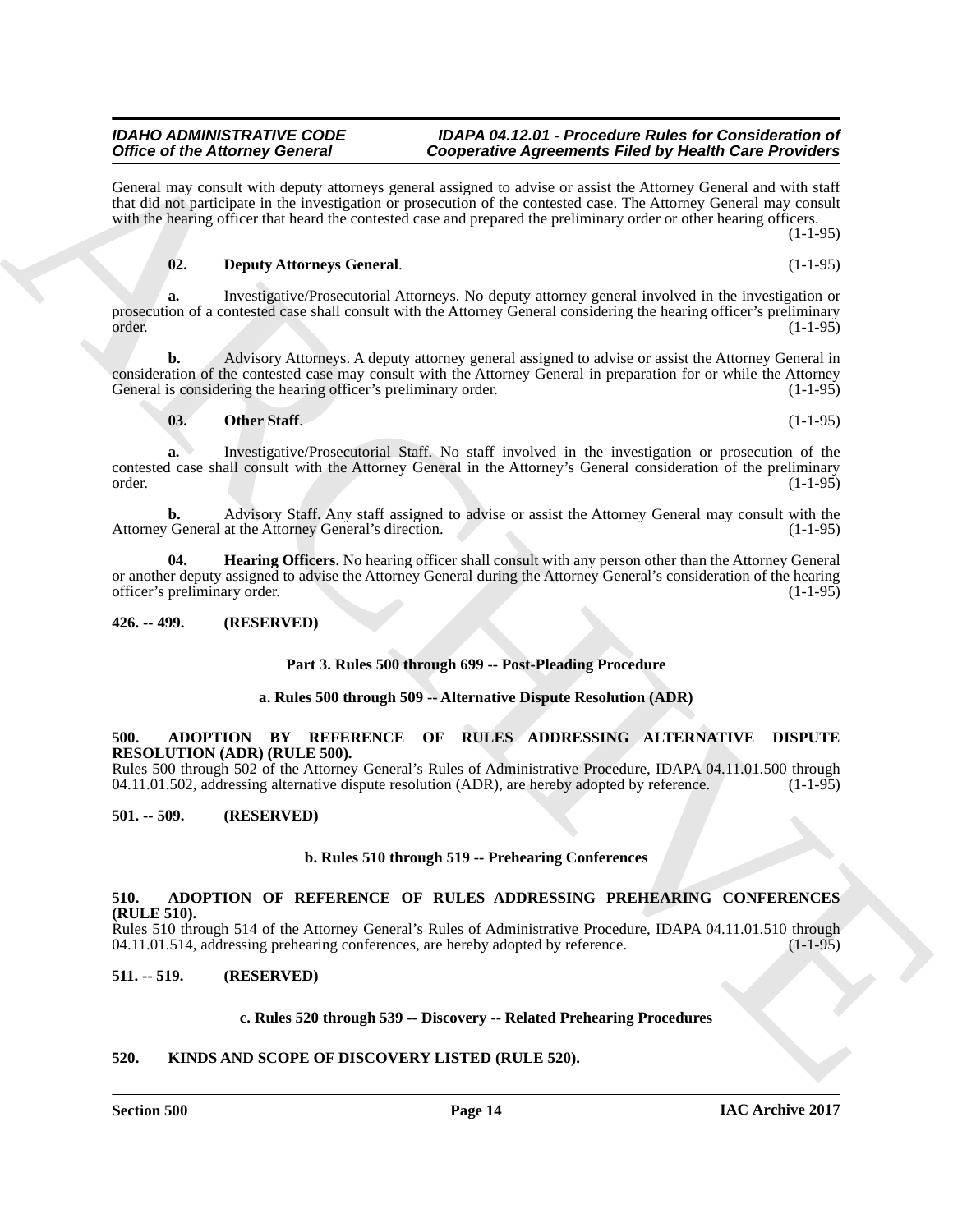General may consult with deputy attorneys general assigned to advise or assist the Attorney General and with staff that did not participate in the investigation or prosecution of the contested case. The Attorney General may consult with the hearing officer that heard the contested case and prepared the preliminary order or other hearing officers. (1-1-95)

**02. Deputy Attorneys General**. (1-1-95)

**a.** Investigative/Prosecutorial Attorneys. No deputy attorney general involved in the investigation or prosecution of a contested case shall consult with the Attorney General considering the hearing officer's preliminary order. (1-1-95)

**b.** Advisory Attorneys. A deputy attorney general assigned to advise or assist the Attorney General in consideration of the contested case may consult with the Attorney General in preparation for or while the Attorney General is considering the hearing officer's preliminary order. (1-1-95)

**03. Other Staff**. (1-1-95)

**a.** Investigative/Prosecutorial Staff. No staff involved in the investigation or prosecution of the contested case shall consult with the Attorney General in the Attorney's General consideration of the preliminary order. (1-1-95)

**b.** Advisory Staff. Any staff assigned to advise or assist the Attorney General may consult with the Attorney General at the Attorney General's direction. (1-1-95)

**04. Hearing Officers**. No hearing officer shall consult with any person other than the Attorney General or another deputy assigned to advise the Attorney General during the Attorney General's consideration of the hearing officer's preliminary order. (1-1-95)

**426. -- 499. (RESERVED)**

### Part 3. Rules 500 through 699 -- Post-Pleading Procedure

#### a. Rules 500 through 509 -- Alternative Dispute Resolution (ADR)

**500. ADOPTION BY REFERENCE OF RULES ADDRESSING ALTERNATIVE DISPUTE RESOLUTION (ADR) (RULE 500).**

Rules 500 through 502 of the Attorney General's Rules of Administrative Procedure, IDAPA 04.11.01.500 through 04.11.01.502, addressing alternative dispute resolution (ADR), are hereby adopted by reference. (1-1-95)

**501. -- 509. (RESERVED)**

#### b. Rules 510 through 519 -- Prehearing Conferences

**510. ADOPTION OF REFERENCE OF RULES ADDRESSING PREHEARING CONFERENCES (RULE 510).**

Rules 510 through 514 of the Attorney General's Rules of Administrative Procedure, IDAPA 04.11.01.510 through 04.11.01.514, addressing prehearing conferences, are hereby adopted by reference. (1-1-95)

**511. -- 519. (RESERVED)**

#### c. Rules 520 through 539 -- Discovery -- Related Prehearing Procedures

**520. KINDS AND SCOPE OF DISCOVERY LISTED (RULE 520).**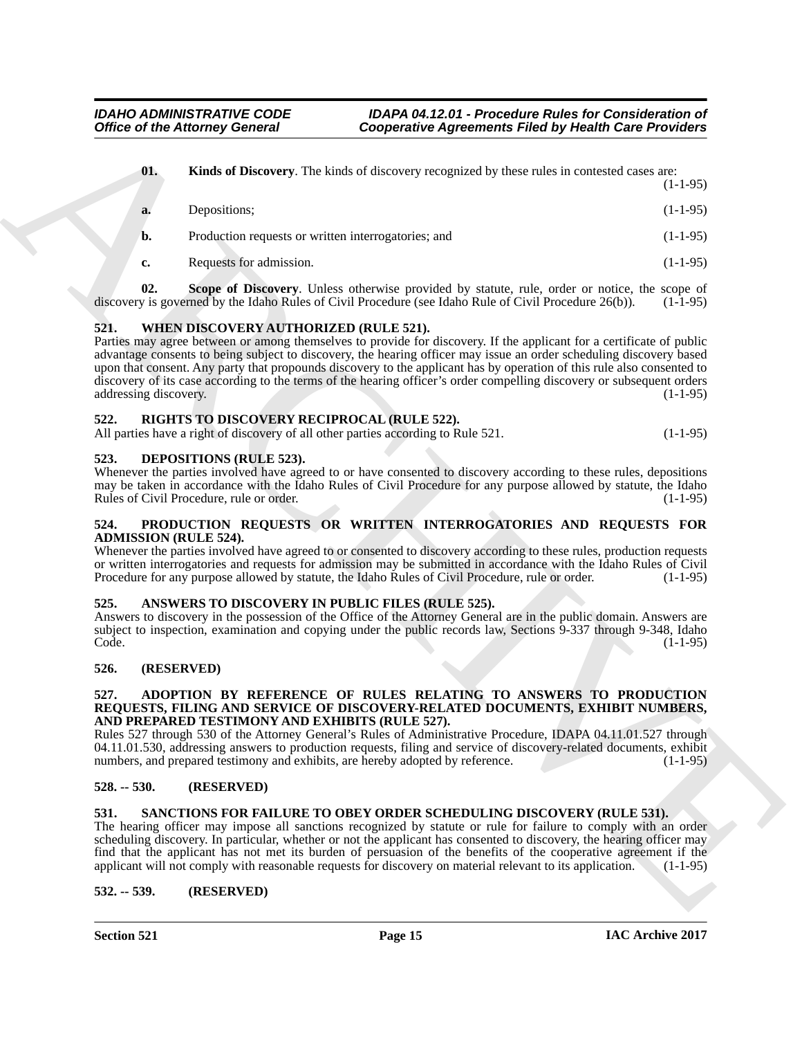**01. Kinds of Discovery**. The kinds of discovery recognized by these rules in contested cases are: (1-1-95)

**a.** Depositions; (1-1-95)

**b.** Production requests or written interrogatories; and (1-1-95)

**c.** Requests for admission. (1-1-95)

**02. Scope of Discovery**. Unless otherwise provided by statute, rule, order or notice, the scope of discovery is governed by the Idaho Rules of Civil Procedure (see Idaho Rule of Civil Procedure 26(b)). (1-1-95)

### 521. WHEN DISCOVERY AUTHORIZED (RULE 521).

Parties may agree between or among themselves to provide for discovery. If the applicant for a certificate of public advantage consents to being subject to discovery, the hearing officer may issue an order scheduling discovery based upon that consent. Any party that propounds discovery to the applicant has by operation of this rule also consented to discovery of its case according to the terms of the hearing officer's order compelling discovery or subsequent orders addressing discovery. (1-1-95)

### 522. RIGHTS TO DISCOVERY RECIPROCAL (RULE 522).

All parties have a right of discovery of all other parties according to Rule 521. (1-1-95)

### 523. DEPOSITIONS (RULE 523).

Whenever the parties involved have agreed to or have consented to discovery according to these rules, depositions may be taken in accordance with the Idaho Rules of Civil Procedure for any purpose allowed by statute, the Idaho Rules of Civil Procedure, rule or order. (1-1-95)

### 524. PRODUCTION REQUESTS OR WRITTEN INTERROGATORIES AND REQUESTS FOR ADMISSION (RULE 524).

Whenever the parties involved have agreed to or consented to discovery according to these rules, production requests or written interrogatories and requests for admission may be submitted in accordance with the Idaho Rules of Civil Procedure for any purpose allowed by statute, the Idaho Rules of Civil Procedure, rule or order. (1-1-95)

### 525. ANSWERS TO DISCOVERY IN PUBLIC FILES (RULE 525).

Answers to discovery in the possession of the Office of the Attorney General are in the public domain. Answers are subject to inspection, examination and copying under the public records law, Sections 9-337 through 9-348, Idaho Code. (1-1-95)

### 526. (RESERVED)

### 527. ADOPTION BY REFERENCE OF RULES RELATING TO ANSWERS TO PRODUCTION REQUESTS, FILING AND SERVICE OF DISCOVERY-RELATED DOCUMENTS, EXHIBIT NUMBERS, AND PREPARED TESTIMONY AND EXHIBITS (RULE 527).

Rules 527 through 530 of the Attorney General's Rules of Administrative Procedure, IDAPA 04.11.01.527 through 04.11.01.530, addressing answers to production requests, filing and service of discovery-related documents, exhibit numbers, and prepared testimony and exhibits, are hereby adopted by reference. (1-1-95)

### 528. -- 530. (RESERVED)

### 531. SANCTIONS FOR FAILURE TO OBEY ORDER SCHEDULING DISCOVERY (RULE 531).

The hearing officer may impose all sanctions recognized by statute or rule for failure to comply with an order scheduling discovery. In particular, whether or not the applicant has consented to discovery, the hearing officer may find that the applicant has not met its burden of persuasion of the benefits of the cooperative agreement if the applicant will not comply with reasonable requests for discovery on material relevant to its application. (1-1-95)

### 532. -- 539. (RESERVED)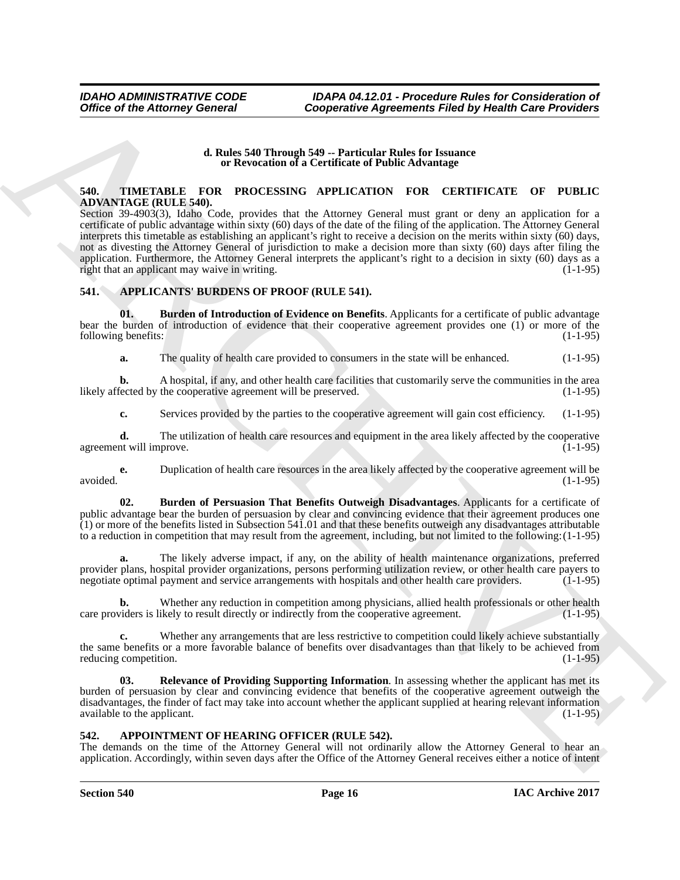**d. Rules 540 Through 549 -- Particular Rules for Issuance or Revocation of a Certificate of Public Advantage**

## 540. TIMETABLE FOR PROCESSING APPLICATION FOR CERTIFICATE OF PUBLIC ADVANTAGE (RULE 540).

Section 39-4903(3), Idaho Code, provides that the Attorney General must grant or deny an application for a certificate of public advantage within sixty (60) days of the date of the filing of the application. The Attorney General interprets this timetable as establishing an applicant's right to receive a decision on the merits within sixty (60) days, not as divesting the Attorney General of jurisdiction to make a decision more than sixty (60) days after filing the application. Furthermore, the Attorney General interprets the applicant's right to a decision in sixty (60) days as a right that an applicant may waive in writing. (1-1-95)

## 541. APPLICANTS' BURDENS OF PROOF (RULE 541).

**01. Burden of Introduction of Evidence on Benefits**. Applicants for a certificate of public advantage bear the burden of introduction of evidence that their cooperative agreement provides one (1) or more of the following benefits: (1-1-95)

**a.** The quality of health care provided to consumers in the state will be enhanced. (1-1-95)

**b.** A hospital, if any, and other health care facilities that customarily serve the communities in the area likely affected by the cooperative agreement will be preserved. (1-1-95)

**c.** Services provided by the parties to the cooperative agreement will gain cost efficiency. (1-1-95)

**d.** The utilization of health care resources and equipment in the area likely affected by the cooperative agreement will improve. (1-1-95)

**e.** Duplication of health care resources in the area likely affected by the cooperative agreement will be avoided. (1-1-95)

**02. Burden of Persuasion That Benefits Outweigh Disadvantages**. Applicants for a certificate of public advantage bear the burden of persuasion by clear and convincing evidence that their agreement produces one (1) or more of the benefits listed in Subsection 541.01 and that these benefits outweigh any disadvantages attributable to a reduction in competition that may result from the agreement, including, but not limited to the following: (1-1-95)

**a.** The likely adverse impact, if any, on the ability of health maintenance organizations, preferred provider plans, hospital provider organizations, persons performing utilization review, or other health care payers to negotiate optimal payment and service arrangements with hospitals and other health care providers. (1-1-95)

**b.** Whether any reduction in competition among physicians, allied health professionals or other health care providers is likely to result directly or indirectly from the cooperative agreement. (1-1-95)

**c.** Whether any arrangements that are less restrictive to competition could likely achieve substantially the same benefits or a more favorable balance of benefits over disadvantages than that likely to be achieved from reducing competition. (1-1-95)

**03. Relevance of Providing Supporting Information**. In assessing whether the applicant has met its burden of persuasion by clear and convincing evidence that benefits of the cooperative agreement outweigh the disadvantages, the finder of fact may take into account whether the applicant supplied at hearing relevant information available to the applicant. (1-1-95)

## 542. APPOINTMENT OF HEARING OFFICER (RULE 542).

The demands on the time of the Attorney General will not ordinarily allow the Attorney General to hear an application. Accordingly, within seven days after the Office of the Attorney General receives either a notice of intent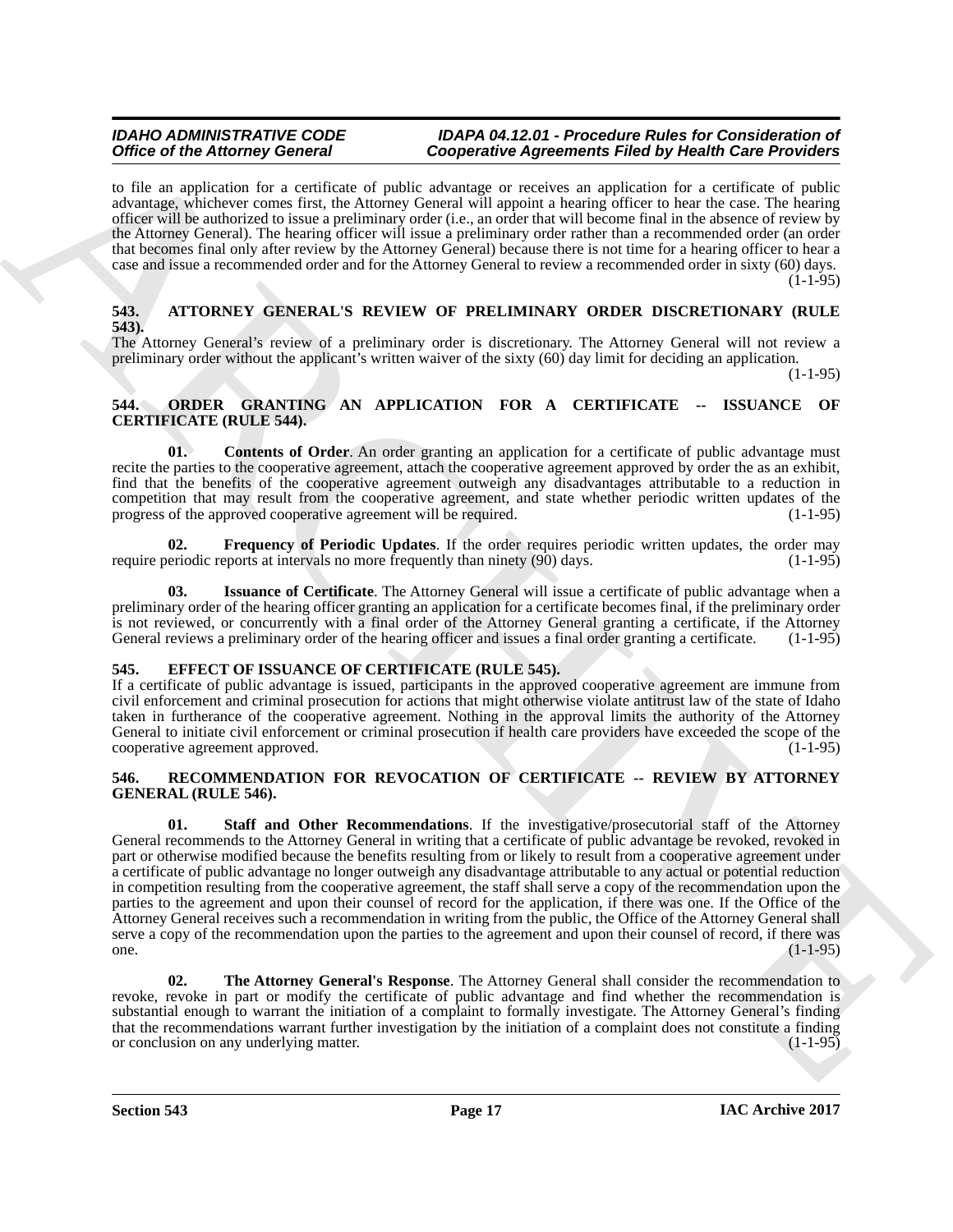to file an application for a certificate of public advantage or receives an application for a certificate of public advantage, whichever comes first, the Attorney General will appoint a hearing officer to hear the case. The hearing officer will be authorized to issue a preliminary order (i.e., an order that will become final in the absence of review by the Attorney General). The hearing officer will issue a preliminary order rather than a recommended order (an order that becomes final only after review by the Attorney General) because there is not time for a hearing officer to hear a case and issue a recommended order and for the Attorney General to review a recommended order in sixty (60) days. (1-1-95)

## 543. ATTORNEY GENERAL'S REVIEW OF PRELIMINARY ORDER DISCRETIONARY (RULE 543).

The Attorney General's review of a preliminary order is discretionary. The Attorney General will not review a preliminary order without the applicant's written waiver of the sixty (60) day limit for deciding an application. (1-1-95)

## 544. ORDER GRANTING AN APPLICATION FOR A CERTIFICATE -- ISSUANCE OF CERTIFICATE (RULE 544).

**01. Contents of Order**. An order granting an application for a certificate of public advantage must recite the parties to the cooperative agreement, attach the cooperative agreement approved by order as an exhibit, find that the benefits of the cooperative agreement outweigh any disadvantages attributable to a reduction in competition that may result from the cooperative agreement, and state whether periodic written updates of the progress of the approved cooperative agreement will be required. (1-1-95)

**02. Frequency of Periodic Updates**. If the order requires periodic written updates, the order may require periodic reports at intervals no more frequently than ninety (90) days. (1-1-95)

**03. Issuance of Certificate**. The Attorney General will issue a certificate of public advantage when a preliminary order of the hearing officer granting an application for a certificate becomes final, if the preliminary order is not reviewed, or concurrently with a final order of the Attorney General granting a certificate, if the Attorney General reviews a preliminary order of the hearing officer and issues a final order granting a certificate. (1-1-95)

## 545. EFFECT OF ISSUANCE OF CERTIFICATE (RULE 545).

If a certificate of public advantage is issued, participants in the approved cooperative agreement are immune from civil enforcement and criminal prosecution for actions that might otherwise violate antitrust law of the state of Idaho taken in furtherance of the cooperative agreement. Nothing in the approval limits the authority of the Attorney General to initiate civil enforcement or criminal prosecution if health care providers have exceeded the scope of the cooperative agreement approved. (1-1-95)

## 546. RECOMMENDATION FOR REVOCATION OF CERTIFICATE -- REVIEW BY ATTORNEY GENERAL (RULE 546).

**01. Staff and Other Recommendations**. If the investigative/prosecutorial staff of the Attorney General recommends to the Attorney General in writing that a certificate of public advantage be revoked, revoked in part or otherwise modified because the benefits resulting from or likely to result from a cooperative agreement under a certificate of public advantage no longer outweigh any disadvantage attributable to any actual or potential reduction in competition resulting from the cooperative agreement, the staff shall serve a copy of the recommendation upon the parties to the agreement and upon their counsel of record for the application, if there was one. If the Office of the Attorney General receives such a recommendation in writing from the public, the Office of the Attorney General shall serve a copy of the recommendation upon the parties to the agreement and upon their counsel of record, if there was one. (1-1-95)

**02. The Attorney General's Response**. The Attorney General shall consider the recommendation to revoke, revoke in part or modify the certificate of public advantage and find whether the recommendation is substantial enough to warrant the initiation of a complaint to formally investigate. The Attorney General's finding that the recommendations warrant further investigation by the initiation of a complaint does not constitute a finding or conclusion on any underlying matter. (1-1-95)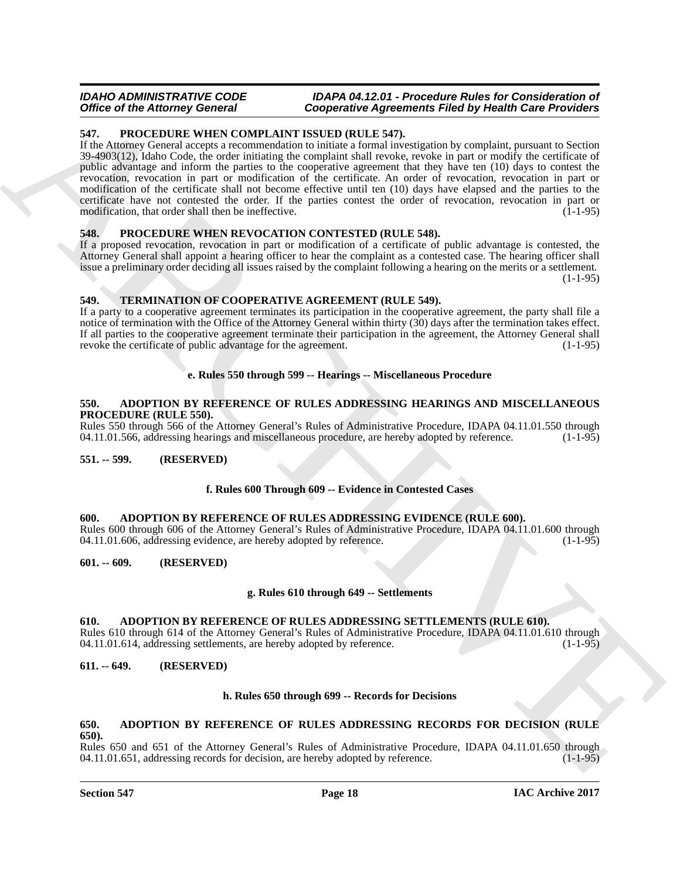### 547. PROCEDURE WHEN COMPLAINT ISSUED (RULE 547).

If the Attorney General accepts a recommendation to initiate a formal investigation by complaint, pursuant to Section 39-4903(12), Idaho Code, the order initiating the complaint shall revoke, revoke in part or modify the certificate of public advantage and inform the parties to the cooperative agreement that they have ten (10) days to contest the revocation, revocation in part or modification of the certificate. An order of revocation, revocation in part or modification of the certificate shall not become effective until ten (10) days have elapsed and the parties to the certificate have not contested the order. If the parties contest the order of revocation, revocation in part or modification, that order shall then be ineffective. (1-1-95)

### 548. PROCEDURE WHEN REVOCATION CONTESTED (RULE 548).

If a proposed revocation, revocation in part or modification of a certificate of public advantage is contested, the Attorney General shall appoint a hearing officer to hear the complaint as a contested case. The hearing officer shall issue a preliminary order deciding all issues raised by the complaint following a hearing on the merits or a settlement. (1-1-95)

### 549. TERMINATION OF COOPERATIVE AGREEMENT (RULE 549).

If a party to a cooperative agreement terminates its participation in the cooperative agreement, the party shall file a notice of termination with the Office of the Attorney General within thirty (30) days after the termination takes effect. If all parties to the cooperative agreement terminate their participation in the agreement, the Attorney General shall revoke the certificate of public advantage for the agreement. (1-1-95)

## e. Rules 550 through 599 -- Hearings -- Miscellaneous Procedure

### 550. ADOPTION BY REFERENCE OF RULES ADDRESSING HEARINGS AND MISCELLANEOUS PROCEDURE (RULE 550).

Rules 550 through 566 of the Attorney General's Rules of Administrative Procedure, IDAPA 04.11.01.550 through 04.11.01.566, addressing hearings and miscellaneous procedure, are hereby adopted by reference. (1-1-95)

### 551. -- 599. (RESERVED)

## f. Rules 600 Through 609 -- Evidence in Contested Cases

### 600. ADOPTION BY REFERENCE OF RULES ADDRESSING EVIDENCE (RULE 600).

Rules 600 through 606 of the Attorney General's Rules of Administrative Procedure, IDAPA 04.11.01.600 through 04.11.01.606, addressing evidence, are hereby adopted by reference. (1-1-95)

### 601. -- 609. (RESERVED)

## g. Rules 610 through 649 -- Settlements

### 610. ADOPTION BY REFERENCE OF RULES ADDRESSING SETTLEMENTS (RULE 610).

Rules 610 through 614 of the Attorney General's Rules of Administrative Procedure, IDAPA 04.11.01.610 through 04.11.01.614, addressing settlements, are hereby adopted by reference. (1-1-95)

### 611. -- 649. (RESERVED)

## h. Rules 650 through 699 -- Records for Decisions

### 650. ADOPTION BY REFERENCE OF RULES ADDRESSING RECORDS FOR DECISION (RULE 650).

Rules 650 and 651 of the Attorney General's Rules of Administrative Procedure, IDAPA 04.11.01.650 through 04.11.01.651, addressing records for decision, are hereby adopted by reference. (1-1-95)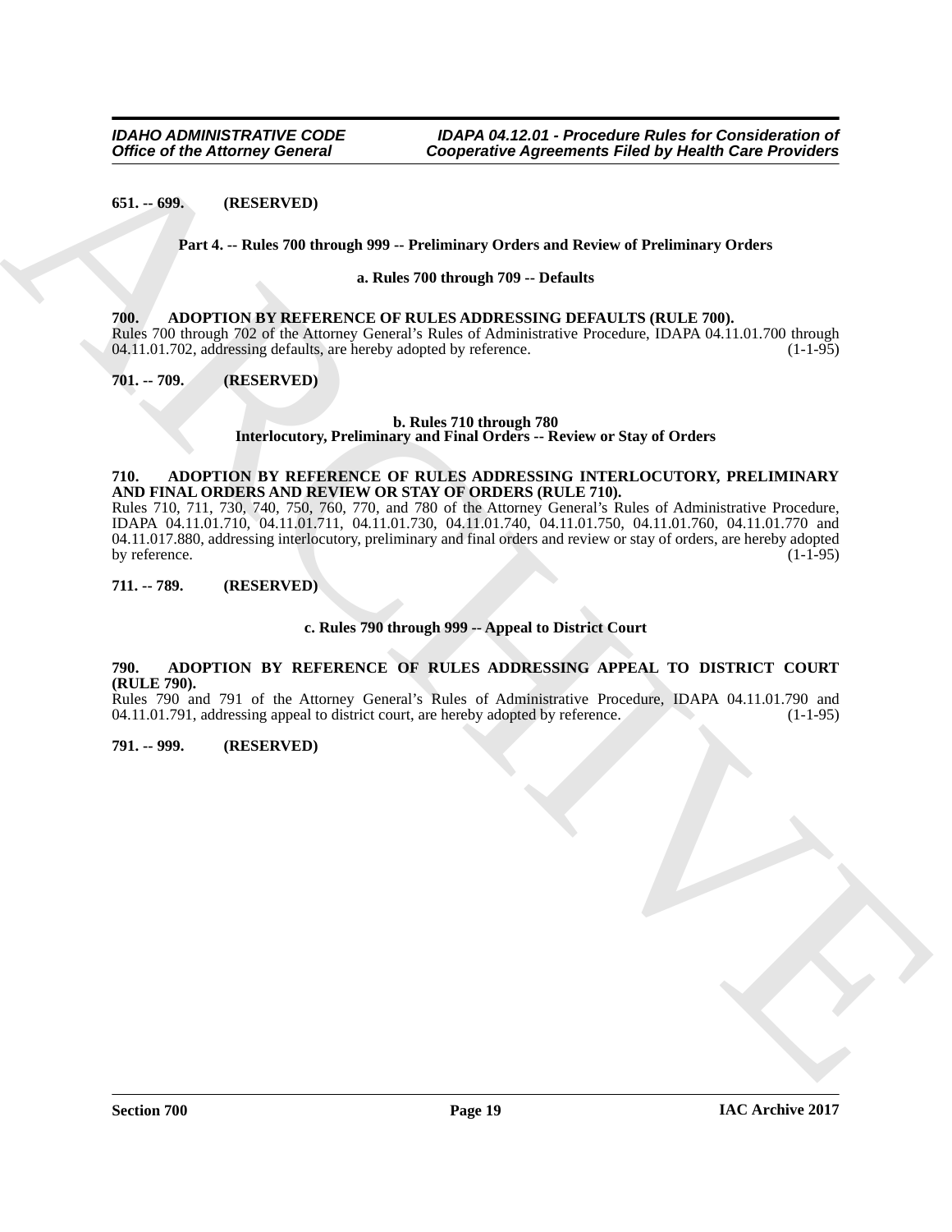**651. -- 699. (RESERVED)**

**Part 4. -- Rules 700 through 999 -- Preliminary Orders and Review of Preliminary Orders**

**a. Rules 700 through 709 -- Defaults**

**700. ADOPTION BY REFERENCE OF RULES ADDRESSING DEFAULTS (RULE 700).**

Rules 700 through 702 of the Attorney General's Rules of Administrative Procedure, IDAPA 04.11.01.700 through 04.11.01.702, addressing defaults, are hereby adopted by reference. (1-1-95)

**701. -- 709. (RESERVED)**

**b. Rules 710 through 780**
**Interlocutory, Preliminary and Final Orders -- Review or Stay of Orders**

**710. ADOPTION BY REFERENCE OF RULES ADDRESSING INTERLOCUTORY, PRELIMINARY AND FINAL ORDERS AND REVIEW OR STAY OF ORDERS (RULE 710).**

Rules 710, 711, 730, 740, 750, 760, 770, and 780 of the Attorney General's Rules of Administrative Procedure, IDAPA 04.11.01.710, 04.11.01.711, 04.11.01.730, 04.11.01.740, 04.11.01.750, 04.11.01.760, 04.11.01.770 and 04.11.017.880, addressing interlocutory, preliminary and final orders and review or stay of orders, are hereby adopted by reference. (1-1-95)

**711. -- 789. (RESERVED)**

**c. Rules 790 through 999 -- Appeal to District Court**

**790. ADOPTION BY REFERENCE OF RULES ADDRESSING APPEAL TO DISTRICT COURT (RULE 790).**

Rules 790 and 791 of the Attorney General's Rules of Administrative Procedure, IDAPA 04.11.01.790 and 04.11.01.791, addressing appeal to district court, are hereby adopted by reference. (1-1-95)

**791. -- 999. (RESERVED)**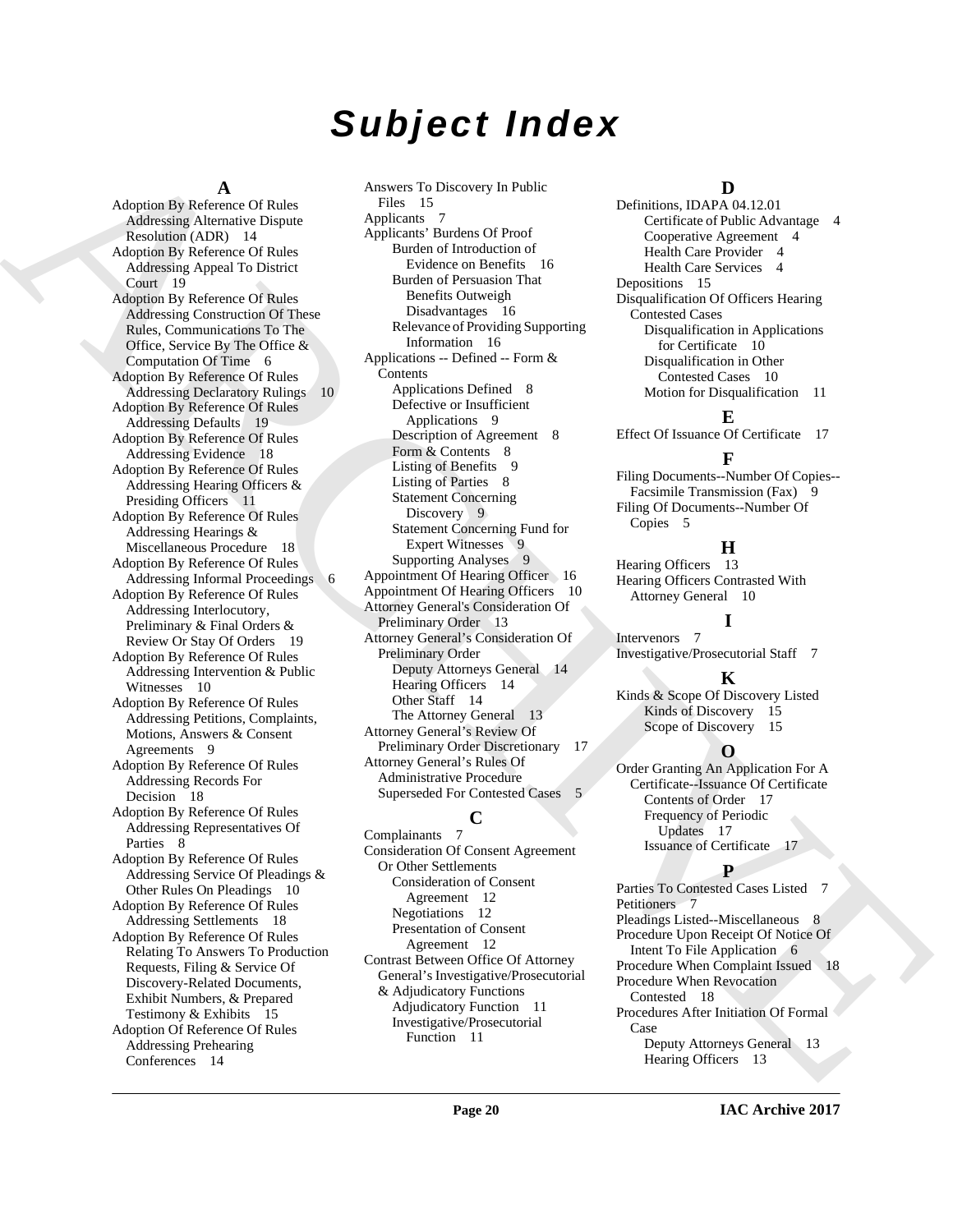# Subject Index

## A

Adoption By Reference Of Rules Addressing Alternative Dispute Resolution (ADR) 14
Adoption By Reference Of Rules Addressing Appeal To District Court 19
Adoption By Reference Of Rules Addressing Construction Of These Rules, Communications To The Office, Service By The Office & Computation Of Time 6
Adoption By Reference Of Rules Addressing Declaratory Rulings 10
Adoption By Reference Of Rules Addressing Defaults 19
Adoption By Reference Of Rules Addressing Evidence 18
Adoption By Reference Of Rules Addressing Hearing Officers & Presiding Officers 11
Adoption By Reference Of Rules Addressing Hearings & Miscellaneous Procedure 18
Adoption By Reference Of Rules Addressing Informal Proceedings 6
Adoption By Reference Of Rules Addressing Interlocutory, Preliminary & Final Orders & Review Or Stay Of Orders 19
Adoption By Reference Of Rules Addressing Intervention & Public Witnesses 10
Adoption By Reference Of Rules Addressing Petitions, Complaints, Motions, Answers & Consent Agreements 9
Adoption By Reference Of Rules Addressing Records For Decision 18
Adoption By Reference Of Rules Addressing Representatives Of Parties 8
Adoption By Reference Of Rules Addressing Service Of Pleadings & Other Rules On Pleadings 10
Adoption By Reference Of Rules Addressing Settlements 18
Adoption By Reference Of Rules Relating To Answers To Production Requests, Filing & Service Of Discovery-Related Documents, Exhibit Numbers, & Prepared Testimony & Exhibits 15
Adoption Of Reference Of Rules Addressing Prehearing Conferences 14
Answers To Discovery In Public Files 15
Applicants 7
Applicants' Burdens Of Proof
- Burden of Introduction of Evidence on Benefits 16
- Burden of Persuasion That Benefits Outweigh Disadvantages 16
- Relevance of Providing Supporting Information 16

Applications -- Defined -- Form & Contents
- Applications Defined 8
- Defective or Insufficient Applications 9
- Description of Agreement 8
- Form & Contents 8
- Listing of Benefits 9
- Listing of Parties 8
- Statement Concerning Discovery 9
- Statement Concerning Fund for Expert Witnesses 9
- Supporting Analyses 9

Appointment Of Hearing Officer 16
Appointment Of Hearing Officers 10
Attorney General's Consideration Of Preliminary Order 13
Attorney General's Consideration Of Preliminary Order
- Deputy Attorneys General 14
- Hearing Officers 14
- Other Staff 14
- The Attorney General 13

Attorney General's Review Of Preliminary Order Discretionary 17
Attorney General's Rules Of Administrative Procedure Superseded For Contested Cases 5

## C

Complainants 7
Consideration Of Consent Agreement Or Other Settlements
- Consideration of Consent Agreement 12
- Negotiations 12
- Presentation of Consent Agreement 12

Contrast Between Office Of Attorney General's Investigative/Prosecutorial & Adjudicatory Functions
- Adjudicatory Function 11
- Investigative/Prosecutorial Function 11

## D

Definitions, IDAPA 04.12.01
- Certificate of Public Advantage 4
- Cooperative Agreement 4
- Health Care Provider 4
- Health Care Services 4

Depositions 15
Disqualification Of Officers Hearing Contested Cases
- Disqualification in Applications for Certificate 10
- Disqualification in Other Contested Cases 10
- Motion for Disqualification 11

## E

Effect Of Issuance Of Certificate 17

## F

Filing Documents--Number Of Copies--Facsimile Transmission (Fax) 9
Filing Of Documents--Number Of Copies 5

## H

Hearing Officers 13
Hearing Officers Contrasted With Attorney General 10

## I

Intervenors 7
Investigative/Prosecutorial Staff 7

## K

Kinds & Scope Of Discovery Listed
- Kinds of Discovery 15
- Scope of Discovery 15

## O

Order Granting An Application For A Certificate--Issuance Of Certificate
- Contents of Order 17
- Frequency of Periodic Updates 17
- Issuance of Certificate 17

## P

Parties To Contested Cases Listed 7
Petitioners 7
Pleadings Listed--Miscellaneous 8
Procedure Upon Receipt Of Notice Of Intent To File Application 6
Procedure When Complaint Issued 18
Procedure When Revocation Contested 18
Procedures After Initiation Of Formal Case
- Deputy Attorneys General 13
- Hearing Officers 13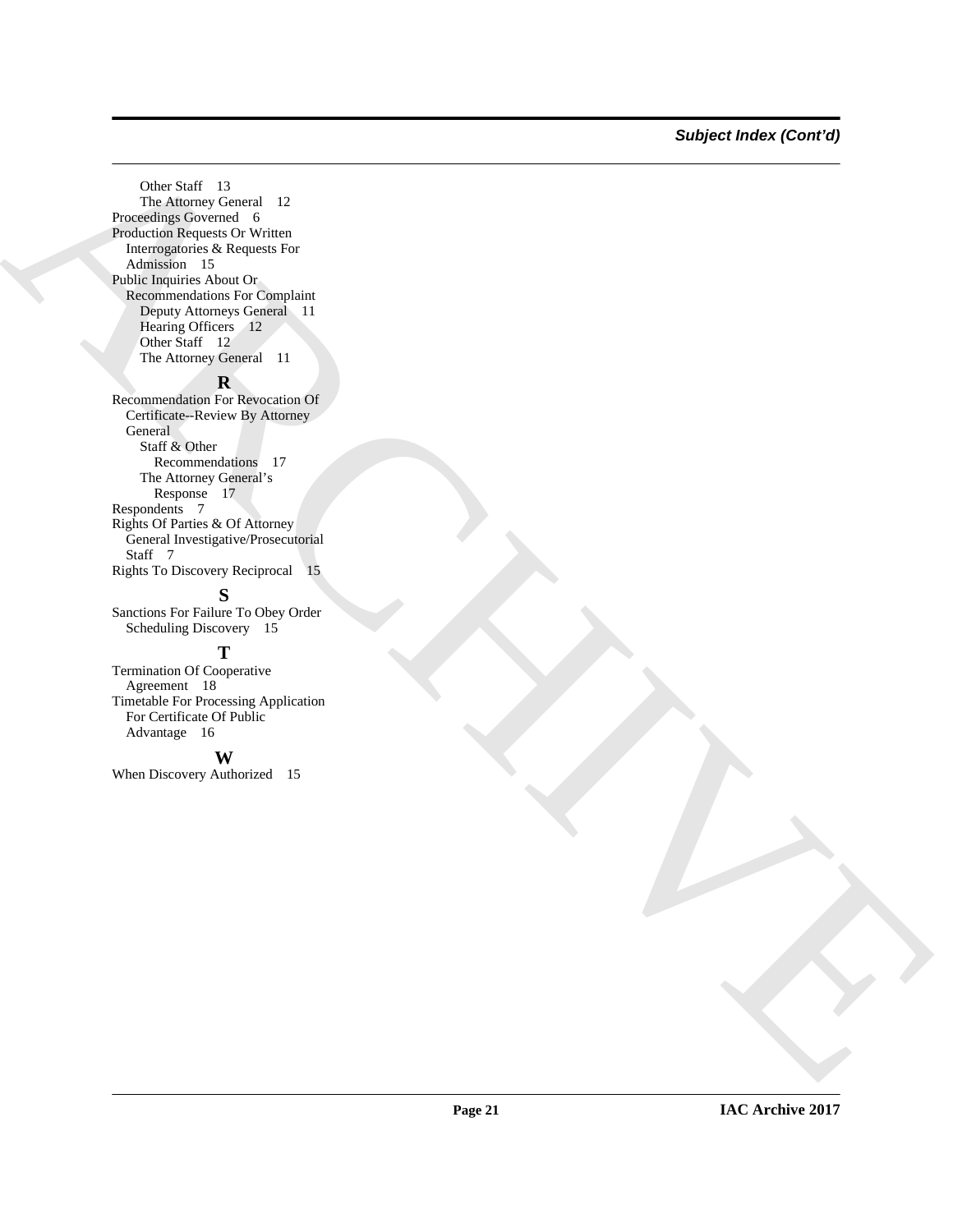Other Staff 13
The Attorney General 12
Proceedings Governed 6
Production Requests Or Written Interrogatories & Requests For Admission 15
Public Inquiries About Or Recommendations For Complaint
Deputy Attorneys General 11
Hearing Officers 12
Other Staff 12
The Attorney General 11

## R

Recommendation For Revocation Of Certificate--Review By Attorney General
Staff & Other Recommendations 17
The Attorney General's Response 17
Respondents 7
Rights Of Parties & Of Attorney General Investigative/Prosecutorial Staff 7
Rights To Discovery Reciprocal 15

## S

Sanctions For Failure To Obey Order Scheduling Discovery 15

## T

Termination Of Cooperative Agreement 18
Timetable For Processing Application For Certificate Of Public Advantage 16

## W

When Discovery Authorized 15